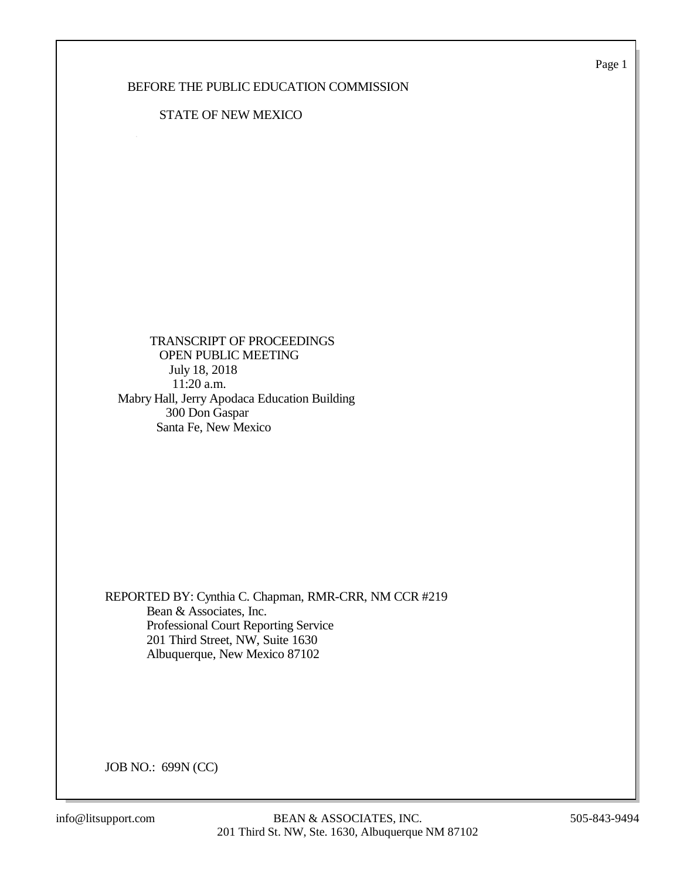BEFORE THE PUBLIC EDUCATION COMMISSION

STATE OF NEW MEXICO

TRANSCRIPT OF PROCEEDINGS
OPEN PUBLIC MEETING
July 18, 2018
11:20 a.m.
Mabry Hall, Jerry Apodaca Education Building
300 Don Gaspar
Santa Fe, New Mexico

REPORTED BY: Cynthia C. Chapman, RMR-CRR, NM CCR #219
Bean & Associates, Inc.
Professional Court Reporting Service
201 Third Street, NW, Suite 1630
Albuquerque, New Mexico 87102

JOB NO.: 699N (CC)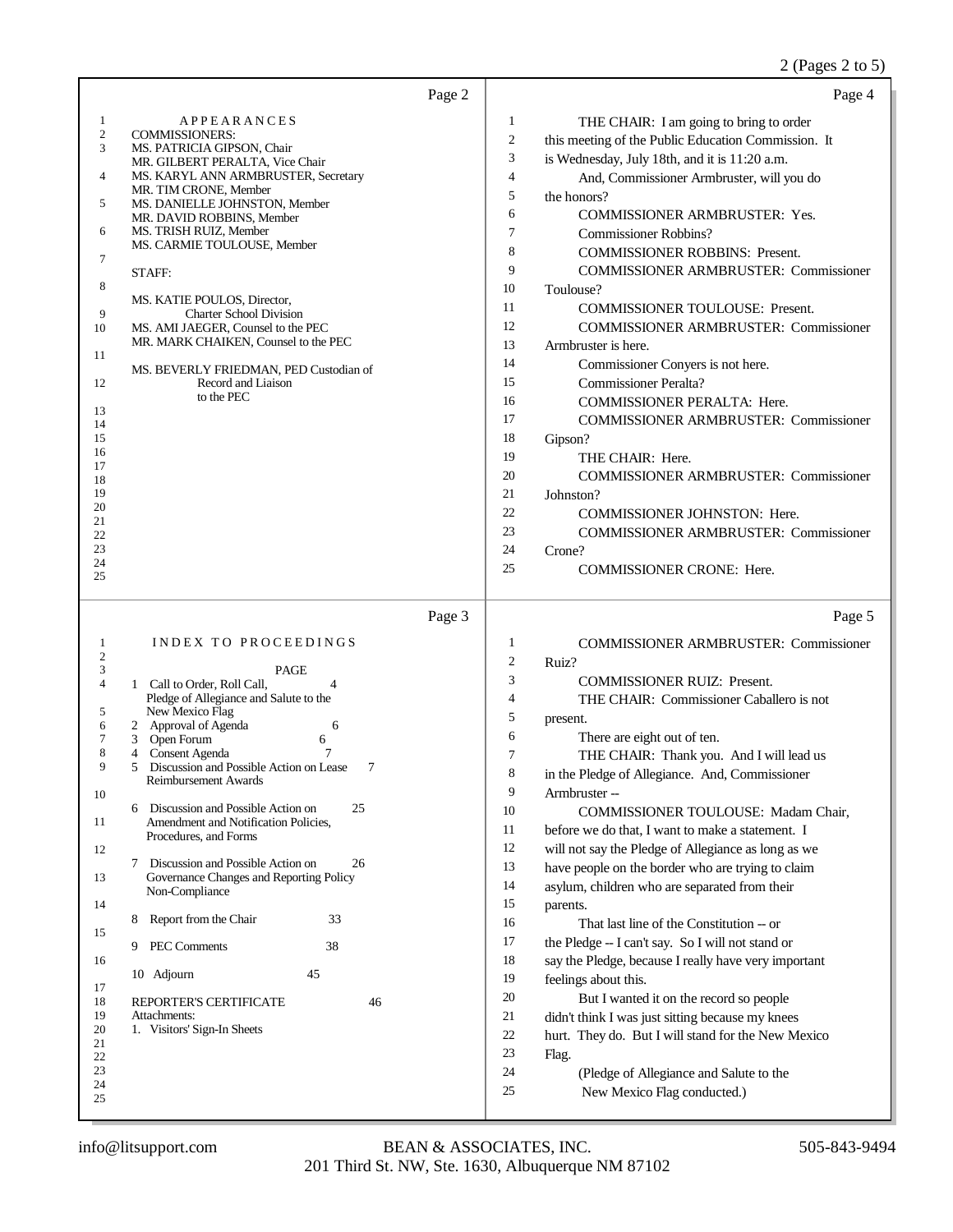Page 2

APPEARANCES

COMMISSIONERS:
MS. PATRICIA GIPSON, Chair
MR. GILBERT PERALTA, Vice Chair
MS. KARYL ANN ARMBRUSTER, Secretary
MR. TIM CRONE, Member
MS. DANIELLE JOHNSTON, Member
MR. DAVID ROBBINS, Member
MS. TRISH RUIZ, Member
MS. CARMIE TOULOUSE, Member

STAFF:

MS. KATIE POULOS, Director, Charter School Division
MS. AMI JAEGER, Counsel to the PEC
MR. MARK CHAIKEN, Counsel to the PEC

MS. BEVERLY FRIEDMAN, PED Custodian of Record and Liaison to the PEC

Page 3

INDEX TO PROCEEDINGS

| | PAGE |
|---|---|
| 1 Call to Order, Roll Call, Pledge of Allegiance and Salute to the New Mexico Flag | 4 |
| 2 Approval of Agenda | 6 |
| 3 Open Forum | 6 |
| 4 Consent Agenda | 7 |
| 5 Discussion and Possible Action on Lease Reimbursement Awards | 7 |
| 6 Discussion and Possible Action on Amendment and Notification Policies, Procedures, and Forms | 25 |
| 7 Discussion and Possible Action on Governance Changes and Reporting Policy Non-Compliance | 26 |
| 8 Report from the Chair | 33 |
| 9 PEC Comments | 38 |
| 10 Adjourn | 45 |
| REPORTER'S CERTIFICATE | 46 |

Attachments:
1. Visitors' Sign-In Sheets

Page 4

THE CHAIR: I am going to bring to order this meeting of the Public Education Commission. It is Wednesday, July 18th, and it is 11:20 a.m.

And, Commissioner Armbruster, will you do the honors?

COMMISSIONER ARMBRUSTER: Yes.

Commissioner Robbins?

COMMISSIONER ROBBINS: Present.

COMMISSIONER ARMBRUSTER: Commissioner Toulouse?

COMMISSIONER TOULOUSE: Present.

COMMISSIONER ARMBRUSTER: Commissioner Armbruster is here.

Commissioner Conyers is not here.

Commissioner Peralta?

COMMISSIONER PERALTA: Here.

COMMISSIONER ARMBRUSTER: Commissioner Gipson?

THE CHAIR: Here.

COMMISSIONER ARMBRUSTER: Commissioner Johnston?

COMMISSIONER JOHNSTON: Here.

COMMISSIONER ARMBRUSTER: Commissioner Crone?

COMMISSIONER CRONE: Here.

Page 5

COMMISSIONER ARMBRUSTER: Commissioner Ruiz?

COMMISSIONER RUIZ: Present.

THE CHAIR: Commissioner Caballero is not present.

There are eight out of ten.

THE CHAIR: Thank you. And I will lead us in the Pledge of Allegiance. And, Commissioner Armbruster --

COMMISSIONER TOULOUSE: Madam Chair, before we do that, I want to make a statement. I will not say the Pledge of Allegiance as long as we have people on the border who are trying to claim asylum, children who are separated from their parents.

That last line of the Constitution -- or the Pledge -- I can't say. So I will not stand or say the Pledge, because I really have very important feelings about this.

But I wanted it on the record so people didn't think I was just sitting because my knees hurt. They do. But I will stand for the New Mexico Flag.

(Pledge of Allegiance and Salute to the New Mexico Flag conducted.)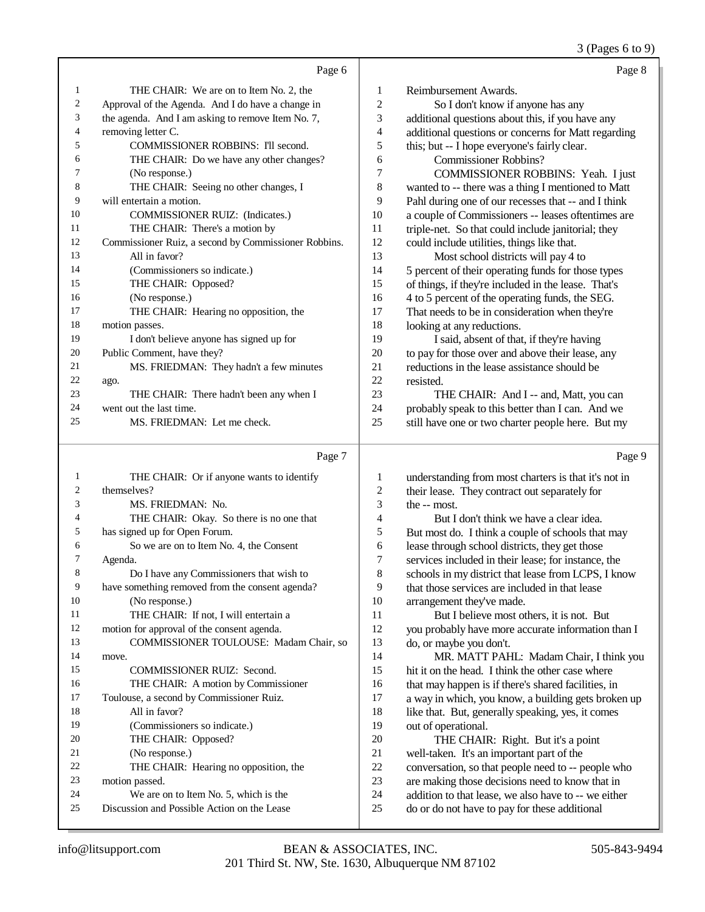Page 6

1 THE CHAIR: We are on to Item No. 2, the
2 Approval of the Agenda. And I do have a change in
3 the agenda. And I am asking to remove Item No. 7,
4 removing letter C.
5 COMMISSIONER ROBBINS: I'll second.
6 THE CHAIR: Do we have any other changes?
7 (No response.)
8 THE CHAIR: Seeing no other changes, I
9 will entertain a motion.
10 COMMISSIONER RUIZ: (Indicates.)
11 THE CHAIR: There's a motion by
12 Commissioner Ruiz, a second by Commissioner Robbins.
13 All in favor?
14 (Commissioners so indicate.)
15 THE CHAIR: Opposed?
16 (No response.)
17 THE CHAIR: Hearing no opposition, the
18 motion passes.
19 I don't believe anyone has signed up for
20 Public Comment, have they?
21 MS. FRIEDMAN: They hadn't a few minutes
22 ago.
23 THE CHAIR: There hadn't been any when I
24 went out the last time.
25 MS. FRIEDMAN: Let me check.

Page 7

1 THE CHAIR: Or if anyone wants to identify
2 themselves?
3 MS. FRIEDMAN: No.
4 THE CHAIR: Okay. So there is no one that
5 has signed up for Open Forum.
6 So we are on to Item No. 4, the Consent
7 Agenda.
8 Do I have any Commissioners that wish to
9 have something removed from the consent agenda?
10 (No response.)
11 THE CHAIR: If not, I will entertain a
12 motion for approval of the consent agenda.
13 COMMISSIONER TOULOUSE: Madam Chair, so
14 move.
15 COMMISSIONER RUIZ: Second.
16 THE CHAIR: A motion by Commissioner
17 Toulouse, a second by Commissioner Ruiz.
18 All in favor?
19 (Commissioners so indicate.)
20 THE CHAIR: Opposed?
21 (No response.)
22 THE CHAIR: Hearing no opposition, the
23 motion passed.
24 We are on to Item No. 5, which is the
25 Discussion and Possible Action on the Lease

Page 8

1 Reimbursement Awards.
2 So I don't know if anyone has any
3 additional questions about this, if you have any
4 additional questions or concerns for Matt regarding
5 this; but -- I hope everyone's fairly clear.
6 Commissioner Robbins?
7 COMMISSIONER ROBBINS: Yeah. I just
8 wanted to -- there was a thing I mentioned to Matt
9 Pahl during one of our recesses that -- and I think
10 a couple of Commissioners -- leases oftentimes are
11 triple-net. So that could include janitorial; they
12 could include utilities, things like that.
13 Most school districts will pay 4 to
14 5 percent of their operating funds for those types
15 of things, if they're included in the lease. That's
16 4 to 5 percent of the operating funds, the SEG.
17 That needs to be in consideration when they're
18 looking at any reductions.
19 I said, absent of that, if they're having
20 to pay for those over and above their lease, any
21 reductions in the lease assistance should be
22 resisted.
23 THE CHAIR: And I -- and, Matt, you can
24 probably speak to this better than I can. And we
25 still have one or two charter people here. But my

Page 9

1 understanding from most charters is that it's not in
2 their lease. They contract out separately for
3 the -- most.
4 But I don't think we have a clear idea.
5 But most do. I think a couple of schools that may
6 lease through school districts, they get those
7 services included in their lease; for instance, the
8 schools in my district that lease from LCPS, I know
9 that those services are included in that lease
10 arrangement they've made.
11 But I believe most others, it is not. But
12 you probably have more accurate information than I
13 do, or maybe you don't.
14 MR. MATT PAHL: Madam Chair, I think you
15 hit it on the head. I think the other case where
16 that may happen is if there's shared facilities, in
17 a way in which, you know, a building gets broken up
18 like that. But, generally speaking, yes, it comes
19 out of operational.
20 THE CHAIR: Right. But it's a point
21 well-taken. It's an important part of the
22 conversation, so that people need to -- people who
23 are making those decisions need to know that in
24 addition to that lease, we also have to -- we either
25 do or do not have to pay for these additional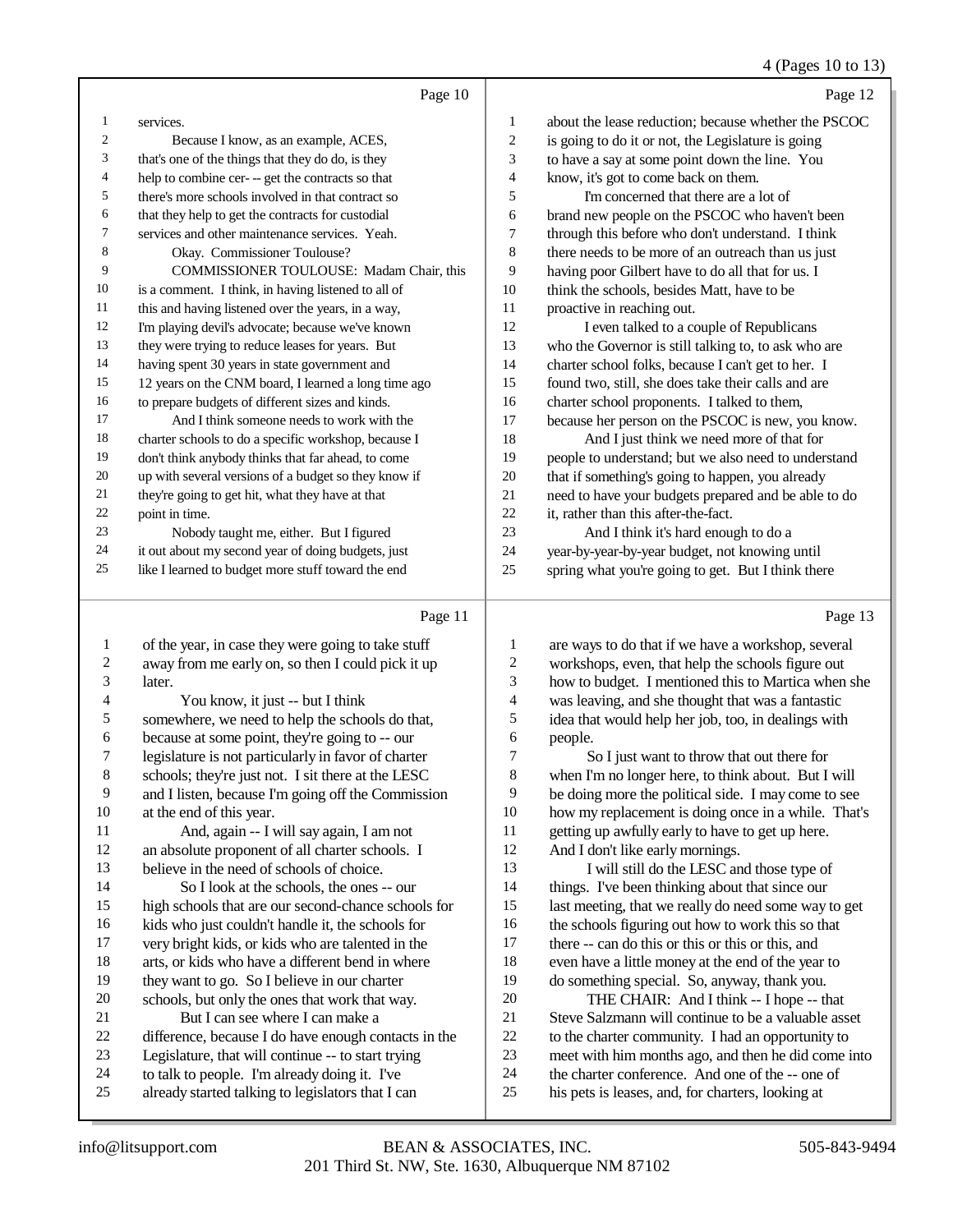Page 10

1 services.
2 Because I know, as an example, ACES,
3 that's one of the things that they do do, is they
4 help to combine cer- -- get the contracts so that
5 there's more schools involved in that contract so
6 that they help to get the contracts for custodial
7 services and other maintenance services. Yeah.
8 Okay. Commissioner Toulouse?
9 COMMISSIONER TOULOUSE: Madam Chair, this
10 is a comment. I think, in having listened to all of
11 this and having listened over the years, in a way,
12 I'm playing devil's advocate; because we've known
13 they were trying to reduce leases for years. But
14 having spent 30 years in state government and
15 12 years on the CNM board, I learned a long time ago
16 to prepare budgets of different sizes and kinds.
17 And I think someone needs to work with the
18 charter schools to do a specific workshop, because I
19 don't think anybody thinks that far ahead, to come
20 up with several versions of a budget so they know if
21 they're going to get hit, what they have at that
22 point in time.
23 Nobody taught me, either. But I figured
24 it out about my second year of doing budgets, just
25 like I learned to budget more stuff toward the end

Page 11

1 of the year, in case they were going to take stuff
2 away from me early on, so then I could pick it up
3 later.
4 You know, it just -- but I think
5 somewhere, we need to help the schools do that,
6 because at some point, they're going to -- our
7 legislature is not particularly in favor of charter
8 schools; they're just not. I sit there at the LESC
9 and I listen, because I'm going off the Commission
10 at the end of this year.
11 And, again -- I will say again, I am not
12 an absolute proponent of all charter schools. I
13 believe in the need of schools of choice.
14 So I look at the schools, the ones -- our
15 high schools that are our second-chance schools for
16 kids who just couldn't handle it, the schools for
17 very bright kids, or kids who are talented in the
18 arts, or kids who have a different bend in where
19 they want to go. So I believe in our charter
20 schools, but only the ones that work that way.
21 But I can see where I can make a
22 difference, because I do have enough contacts in the
23 Legislature, that will continue -- to start trying
24 to talk to people. I'm already doing it. I've
25 already started talking to legislators that I can

Page 12

1 about the lease reduction; because whether the PSCOC
2 is going to do it or not, the Legislature is going
3 to have a say at some point down the line. You
4 know, it's got to come back on them.
5 I'm concerned that there are a lot of
6 brand new people on the PSCOC who haven't been
7 through this before who don't understand. I think
8 there needs to be more of an outreach than us just
9 having poor Gilbert have to do all that for us. I
10 think the schools, besides Matt, have to be
11 proactive in reaching out.
12 I even talked to a couple of Republicans
13 who the Governor is still talking to, to ask who are
14 charter school folks, because I can't get to her. I
15 found two, still, she does take their calls and are
16 charter school proponents. I talked to them,
17 because her person on the PSCOC is new, you know.
18 And I just think we need more of that for
19 people to understand; but we also need to understand
20 that if something's going to happen, you already
21 need to have your budgets prepared and be able to do
22 it, rather than this after-the-fact.
23 And I think it's hard enough to do a
24 year-by-year-by-year budget, not knowing until
25 spring what you're going to get. But I think there

Page 13

1 are ways to do that if we have a workshop, several
2 workshops, even, that help the schools figure out
3 how to budget. I mentioned this to Martica when she
4 was leaving, and she thought that was a fantastic
5 idea that would help her job, too, in dealings with
6 people.
7 So I just want to throw that out there for
8 when I'm no longer here, to think about. But I will
9 be doing more the political side. I may come to see
10 how my replacement is doing once in a while. That's
11 getting up awfully early to have to get up here.
12 And I don't like early mornings.
13 I will still do the LESC and those type of
14 things. I've been thinking about that since our
15 last meeting, that we really do need some way to get
16 the schools figuring out how to work this so that
17 there -- can do this or this or this or this, and
18 even have a little money at the end of the year to
19 do something special. So, anyway, thank you.
20 THE CHAIR: And I think -- I hope -- that
21 Steve Salzmann will continue to be a valuable asset
22 to the charter community. I had an opportunity to
23 meet with him months ago, and then he did come into
24 the charter conference. And one of the -- one of
25 his pets is leases, and, for charters, looking at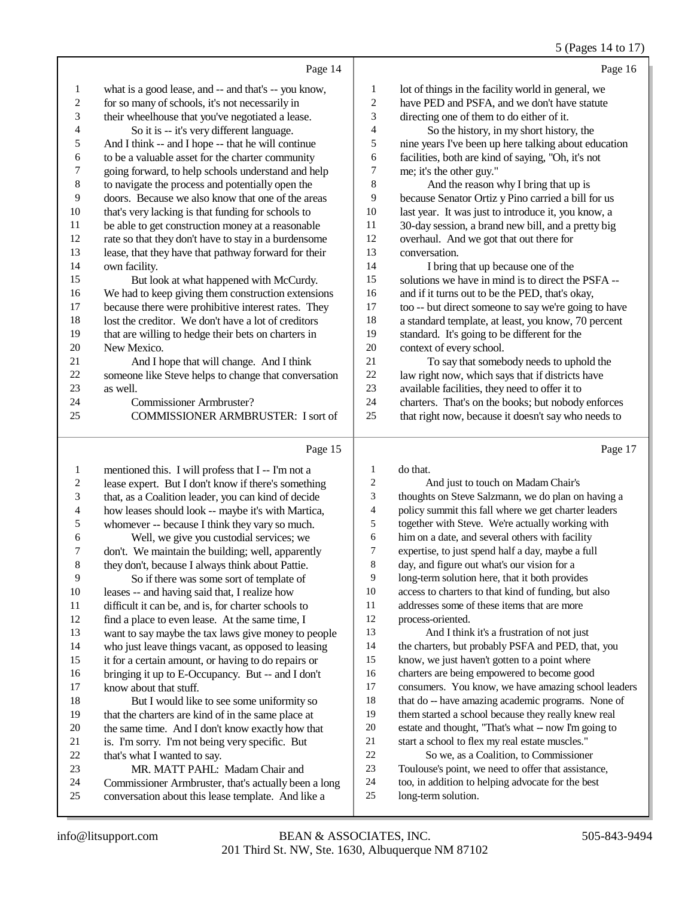Page 14

1 what is a good lease, and -- and that's -- you know,
2 for so many of schools, it's not necessarily in
3 their wheelhouse that you've negotiated a lease.
4 So it is -- it's very different language.
5 And I think -- and I hope -- that he will continue
6 to be a valuable asset for the charter community
7 going forward, to help schools understand and help
8 to navigate the process and potentially open the
9 doors. Because we also know that one of the areas
10 that's very lacking is that funding for schools to
11 be able to get construction money at a reasonable
12 rate so that they don't have to stay in a burdensome
13 lease, that they have that pathway forward for their
14 own facility.
15 But look at what happened with McCurdy.
16 We had to keep giving them construction extensions
17 because there were prohibitive interest rates. They
18 lost the creditor. We don't have a lot of creditors
19 that are willing to hedge their bets on charters in
20 New Mexico.
21 And I hope that will change. And I think
22 someone like Steve helps to change that conversation
23 as well.
24 Commissioner Armbruster?
25 COMMISSIONER ARMBRUSTER: I sort of

Page 15

1 mentioned this. I will profess that I -- I'm not a
2 lease expert. But I don't know if there's something
3 that, as a Coalition leader, you can kind of decide
4 how leases should look -- maybe it's with Martica,
5 whomever -- because I think they vary so much.
6 Well, we give you custodial services; we
7 don't. We maintain the building; well, apparently
8 they don't, because I always think about Pattie.
9 So if there was some sort of template of
10 leases -- and having said that, I realize how
11 difficult it can be, and is, for charter schools to
12 find a place to even lease. At the same time, I
13 want to say maybe the tax laws give money to people
14 who just leave things vacant, as opposed to leasing
15 it for a certain amount, or having to do repairs or
16 bringing it up to E-Occupancy. But -- and I don't
17 know about that stuff.
18 But I would like to see some uniformity so
19 that the charters are kind of in the same place at
20 the same time. And I don't know exactly how that
21 is. I'm sorry. I'm not being very specific. But
22 that's what I wanted to say.
23 MR. MATT PAHL: Madam Chair and
24 Commissioner Armbruster, that's actually been a long
25 conversation about this lease template. And like a

Page 16

1 lot of things in the facility world in general, we
2 have PED and PSFA, and we don't have statute
3 directing one of them to do either of it.
4 So the history, in my short history, the
5 nine years I've been up here talking about education
6 facilities, both are kind of saying, "Oh, it's not
7 me; it's the other guy."
8 And the reason why I bring that up is
9 because Senator Ortiz y Pino carried a bill for us
10 last year. It was just to introduce it, you know, a
11 30-day session, a brand new bill, and a pretty big
12 overhaul. And we got that out there for
13 conversation.
14 I bring that up because one of the
15 solutions we have in mind is to direct the PSFA --
16 and if it turns out to be the PED, that's okay,
17 too -- but direct someone to say we're going to have
18 a standard template, at least, you know, 70 percent
19 standard. It's going to be different for the
20 context of every school.
21 To say that somebody needs to uphold the
22 law right now, which says that if districts have
23 available facilities, they need to offer it to
24 charters. That's on the books; but nobody enforces
25 that right now, because it doesn't say who needs to

Page 17

1 do that.
2 And just to touch on Madam Chair's
3 thoughts on Steve Salzmann, we do plan on having a
4 policy summit this fall where we get charter leaders
5 together with Steve. We're actually working with
6 him on a date, and several others with facility
7 expertise, to just spend half a day, maybe a full
8 day, and figure out what's our vision for a
9 long-term solution here, that it both provides
10 access to charters to that kind of funding, but also
11 addresses some of these items that are more
12 process-oriented.
13 And I think it's a frustration of not just
14 the charters, but probably PSFA and PED, that, you
15 know, we just haven't gotten to a point where
16 charters are being empowered to become good
17 consumers. You know, we have amazing school leaders
18 that do -- have amazing academic programs. None of
19 them started a school because they really knew real
20 estate and thought, "That's what -- now I'm going to
21 start a school to flex my real estate muscles."
22 So we, as a Coalition, to Commissioner
23 Toulouse's point, we need to offer that assistance,
24 too, in addition to helping advocate for the best
25 long-term solution.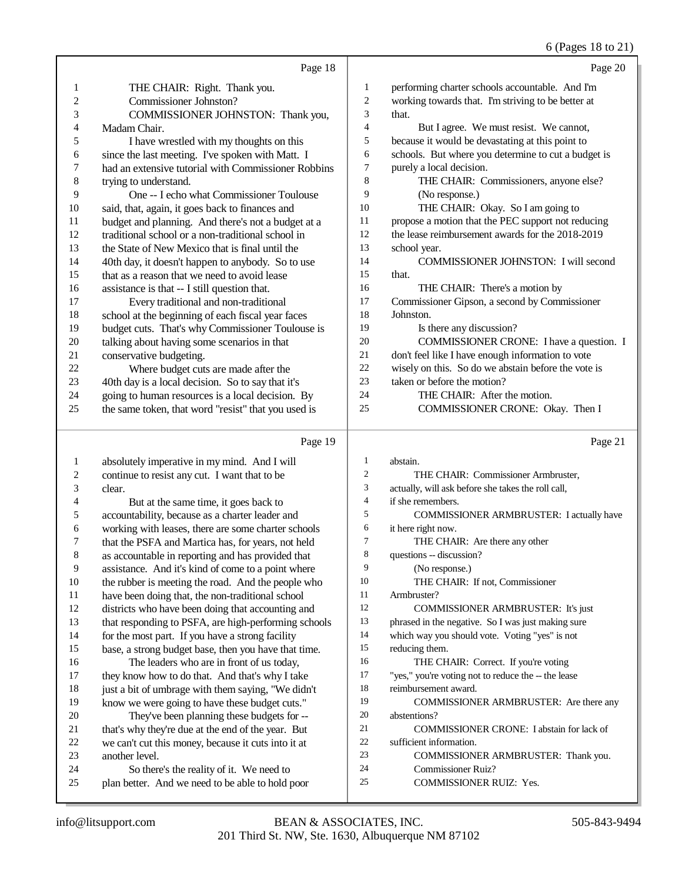Page 18

THE CHAIR: Right. Thank you.

Commissioner Johnston?

COMMISSIONER JOHNSTON: Thank you, Madam Chair.

I have wrestled with my thoughts on this since the last meeting. I've spoken with Matt. I had an extensive tutorial with Commissioner Robbins trying to understand.

One -- I echo what Commissioner Toulouse said, that, again, it goes back to finances and budget and planning. And there's not a budget at a traditional school or a non-traditional school in the State of New Mexico that is final until the 40th day, it doesn't happen to anybody. So to use that as a reason that we need to avoid lease assistance is that -- I still question that.

Every traditional and non-traditional school at the beginning of each fiscal year faces budget cuts. That's why Commissioner Toulouse is talking about having some scenarios in that conservative budgeting.

Where budget cuts are made after the 40th day is a local decision. So to say that it's going to human resources is a local decision. By the same token, that word "resist" that you used is

Page 19

absolutely imperative in my mind. And I will continue to resist any cut. I want that to be clear.

But at the same time, it goes back to accountability, because as a charter leader and working with leases, there are some charter schools that the PSFA and Martica has, for years, not held as accountable in reporting and has provided that assistance. And it's kind of come to a point where the rubber is meeting the road. And the people who have been doing that, the non-traditional school districts who have been doing that accounting and that responding to PSFA, are high-performing schools for the most part. If you have a strong facility base, a strong budget base, then you have that time.

The leaders who are in front of us today, they know how to do that. And that's why I take just a bit of umbrage with them saying, "We didn't know we were going to have these budget cuts."

They've been planning these budgets for -- that's why they're due at the end of the year. But we can't cut this money, because it cuts into it at another level.

So there's the reality of it. We need to plan better. And we need to be able to hold poor

Page 20

performing charter schools accountable. And I'm working towards that. I'm striving to be better at that.

But I agree. We must resist. We cannot, because it would be devastating at this point to schools. But where you determine to cut a budget is purely a local decision.

THE CHAIR: Commissioners, anyone else?

(No response.)

THE CHAIR: Okay. So I am going to propose a motion that the PEC support not reducing the lease reimbursement awards for the 2018-2019 school year.

COMMISSIONER JOHNSTON: I will second that.

THE CHAIR: There's a motion by Commissioner Gipson, a second by Commissioner Johnston.

Is there any discussion?

COMMISSIONER CRONE: I have a question. I don't feel like I have enough information to vote wisely on this. So do we abstain before the vote is taken or before the motion?

THE CHAIR: After the motion.

COMMISSIONER CRONE: Okay. Then I

Page 21

abstain.

THE CHAIR: Commissioner Armbruster, actually, will ask before she takes the roll call, if she remembers.

COMMISSIONER ARMBRUSTER: I actually have it here right now.

THE CHAIR: Are there any other questions -- discussion?

(No response.)

THE CHAIR: If not, Commissioner Armbruster?

COMMISSIONER ARMBRUSTER: It's just phrased in the negative. So I was just making sure which way you should vote. Voting "yes" is not reducing them.

THE CHAIR: Correct. If you're voting "yes," you're voting not to reduce the -- the lease reimbursement award.

COMMISSIONER ARMBRUSTER: Are there any abstentions?

COMMISSIONER CRONE: I abstain for lack of sufficient information.

COMMISSIONER ARMBRUSTER: Thank you.

Commissioner Ruiz?

COMMISSIONER RUIZ: Yes.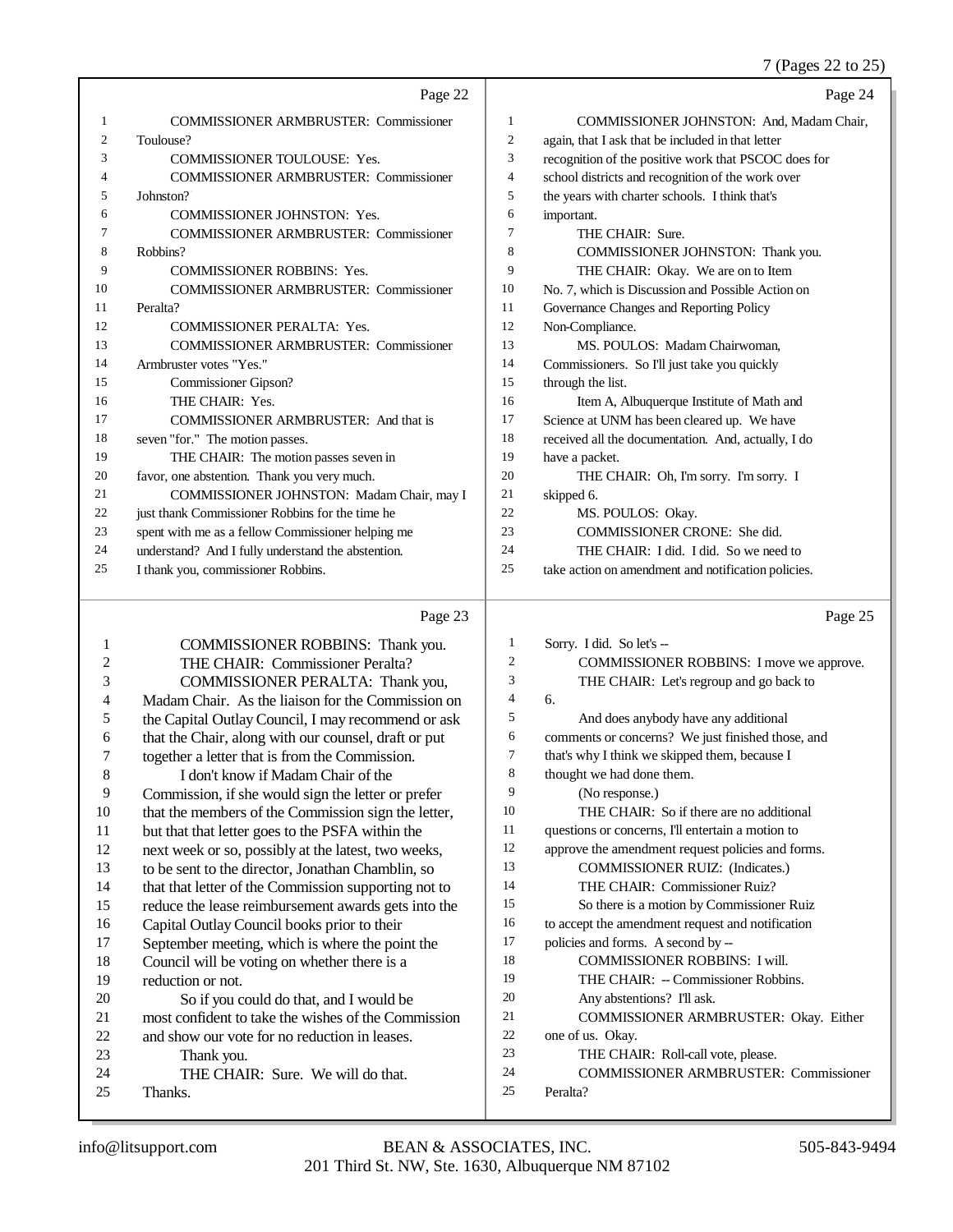Page 22

1 COMMISSIONER ARMBRUSTER: Commissioner
2 Toulouse?
3 COMMISSIONER TOULOUSE: Yes.
4 COMMISSIONER ARMBRUSTER: Commissioner
5 Johnston?
6 COMMISSIONER JOHNSTON: Yes.
7 COMMISSIONER ARMBRUSTER: Commissioner
8 Robbins?
9 COMMISSIONER ROBBINS: Yes.
10 COMMISSIONER ARMBRUSTER: Commissioner
11 Peralta?
12 COMMISSIONER PERALTA: Yes.
13 COMMISSIONER ARMBRUSTER: Commissioner
14 Armbruster votes "Yes."
15 Commissioner Gipson?
16 THE CHAIR: Yes.
17 COMMISSIONER ARMBRUSTER: And that is
18 seven "for." The motion passes.
19 THE CHAIR: The motion passes seven in
20 favor, one abstention. Thank you very much.
21 COMMISSIONER JOHNSTON: Madam Chair, may I
22 just thank Commissioner Robbins for the time he
23 spent with me as a fellow Commissioner helping me
24 understand? And I fully understand the abstention.
25 I thank you, commissioner Robbins.

Page 23

1 COMMISSIONER ROBBINS: Thank you.
2 THE CHAIR: Commissioner Peralta?
3 COMMISSIONER PERALTA: Thank you,
4 Madam Chair. As the liaison for the Commission on
5 the Capital Outlay Council, I may recommend or ask
6 that the Chair, along with our counsel, draft or put
7 together a letter that is from the Commission.
8 I don't know if Madam Chair of the
9 Commission, if she would sign the letter or prefer
10 that the members of the Commission sign the letter,
11 but that that letter goes to the PSFA within the
12 next week or so, possibly at the latest, two weeks,
13 to be sent to the director, Jonathan Chamblin, so
14 that that letter of the Commission supporting not to
15 reduce the lease reimbursement awards gets into the
16 Capital Outlay Council books prior to their
17 September meeting, which is where the point the
18 Council will be voting on whether there is a
19 reduction or not.
20 So if you could do that, and I would be
21 most confident to take the wishes of the Commission
22 and show our vote for no reduction in leases.
23 Thank you.
24 THE CHAIR: Sure. We will do that.
25 Thanks.

Page 24

1 COMMISSIONER JOHNSTON: And, Madam Chair,
2 again, that I ask that be included in that letter
3 recognition of the positive work that PSCOC does for
4 school districts and recognition of the work over
5 the years with charter schools. I think that's
6 important.
7 THE CHAIR: Sure.
8 COMMISSIONER JOHNSTON: Thank you.
9 THE CHAIR: Okay. We are on to Item
10 No. 7, which is Discussion and Possible Action on
11 Governance Changes and Reporting Policy
12 Non-Compliance.
13 MS. POULOS: Madam Chairwoman,
14 Commissioners. So I'll just take you quickly
15 through the list.
16 Item A, Albuquerque Institute of Math and
17 Science at UNM has been cleared up. We have
18 received all the documentation. And, actually, I do
19 have a packet.
20 THE CHAIR: Oh, I'm sorry. I'm sorry. I
21 skipped 6.
22 MS. POULOS: Okay.
23 COMMISSIONER CRONE: She did.
24 THE CHAIR: I did. I did. So we need to
25 take action on amendment and notification policies.

Page 25

1 Sorry. I did. So let's --
2 COMMISSIONER ROBBINS: I move we approve.
3 THE CHAIR: Let's regroup and go back to
4 6.
5 And does anybody have any additional
6 comments or concerns? We just finished those, and
7 that's why I think we skipped them, because I
8 thought we had done them.
9 (No response.)
10 THE CHAIR: So if there are no additional
11 questions or concerns, I'll entertain a motion to
12 approve the amendment request policies and forms.
13 COMMISSIONER RUIZ: (Indicates.)
14 THE CHAIR: Commissioner Ruiz?
15 So there is a motion by Commissioner Ruiz
16 to accept the amendment request and notification
17 policies and forms. A second by --
18 COMMISSIONER ROBBINS: I will.
19 THE CHAIR: -- Commissioner Robbins.
20 Any abstentions? I'll ask.
21 COMMISSIONER ARMBRUSTER: Okay. Either
22 one of us. Okay.
23 THE CHAIR: Roll-call vote, please.
24 COMMISSIONER ARMBRUSTER: Commissioner
25 Peralta?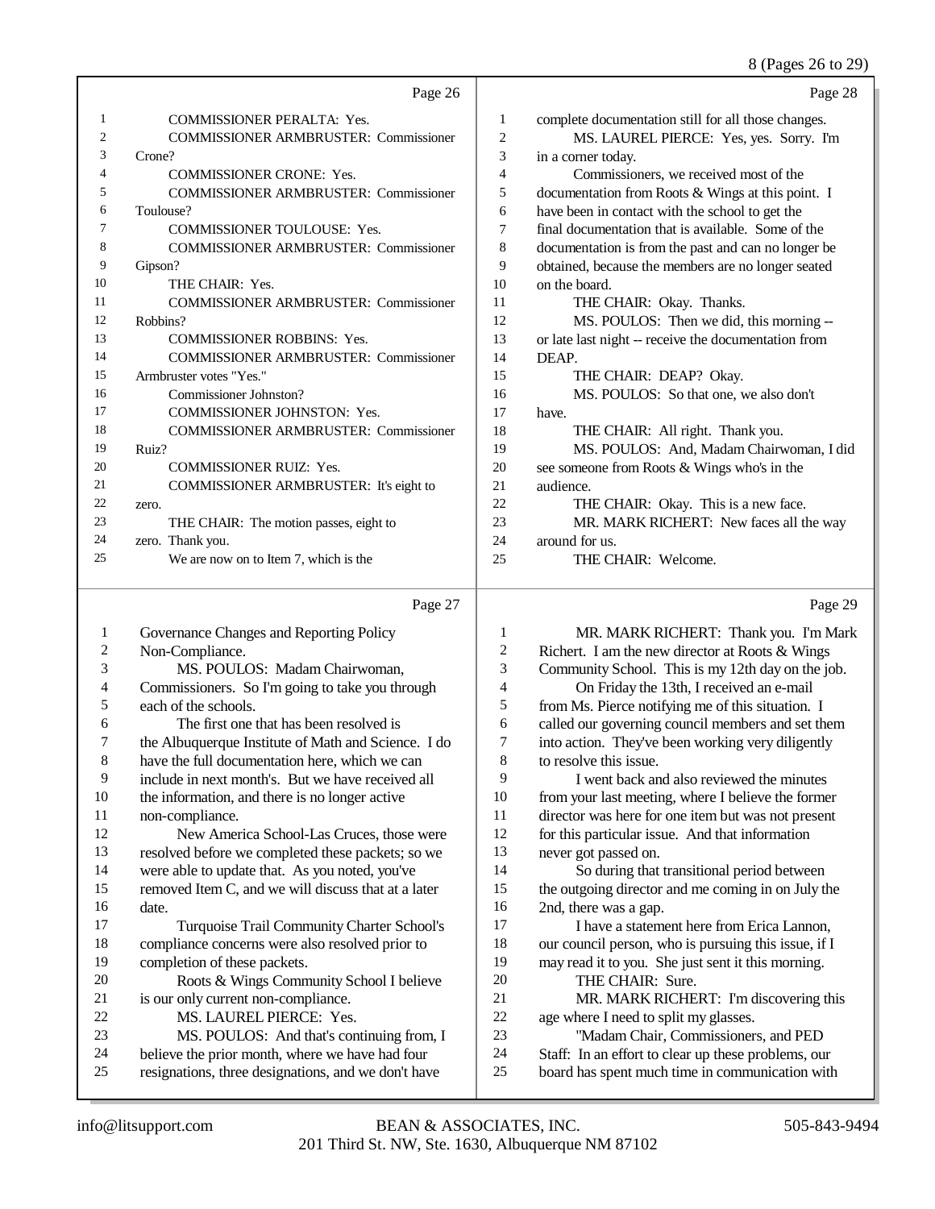Page 26

1 COMMISSIONER PERALTA: Yes.
2 COMMISSIONER ARMBRUSTER: Commissioner
3 Crone?
4 COMMISSIONER CRONE: Yes.
5 COMMISSIONER ARMBRUSTER: Commissioner
6 Toulouse?
7 COMMISSIONER TOULOUSE: Yes.
8 COMMISSIONER ARMBRUSTER: Commissioner
9 Gipson?
10 THE CHAIR: Yes.
11 COMMISSIONER ARMBRUSTER: Commissioner
12 Robbins?
13 COMMISSIONER ROBBINS: Yes.
14 COMMISSIONER ARMBRUSTER: Commissioner
15 Armbruster votes "Yes."
16 Commissioner Johnston?
17 COMMISSIONER JOHNSTON: Yes.
18 COMMISSIONER ARMBRUSTER: Commissioner
19 Ruiz?
20 COMMISSIONER RUIZ: Yes.
21 COMMISSIONER ARMBRUSTER: It's eight to
22 zero.
23 THE CHAIR: The motion passes, eight to
24 zero. Thank you.
25 We are now on to Item 7, which is the

Page 27

1 Governance Changes and Reporting Policy
2 Non-Compliance.
3 MS. POULOS: Madam Chairwoman,
4 Commissioners. So I'm going to take you through
5 each of the schools.
6 The first one that has been resolved is
7 the Albuquerque Institute of Math and Science. I do
8 have the full documentation here, which we can
9 include in next month's. But we have received all
10 the information, and there is no longer active
11 non-compliance.
12 New America School-Las Cruces, those were
13 resolved before we completed these packets; so we
14 were able to update that. As you noted, you've
15 removed Item C, and we will discuss that at a later
16 date.
17 Turquoise Trail Community Charter School's
18 compliance concerns were also resolved prior to
19 completion of these packets.
20 Roots & Wings Community School I believe
21 is our only current non-compliance.
22 MS. LAUREL PIERCE: Yes.
23 MS. POULOS: And that's continuing from, I
24 believe the prior month, where we have had four
25 resignations, three designations, and we don't have

Page 28

1 complete documentation still for all those changes.
2 MS. LAUREL PIERCE: Yes, yes. Sorry. I'm
3 in a corner today.
4 Commissioners, we received most of the
5 documentation from Roots & Wings at this point. I
6 have been in contact with the school to get the
7 final documentation that is available. Some of the
8 documentation is from the past and can no longer be
9 obtained, because the members are no longer seated
10 on the board.
11 THE CHAIR: Okay. Thanks.
12 MS. POULOS: Then we did, this morning --
13 or late last night -- receive the documentation from
14 DEAP.
15 THE CHAIR: DEAP? Okay.
16 MS. POULOS: So that one, we also don't
17 have.
18 THE CHAIR: All right. Thank you.
19 MS. POULOS: And, Madam Chairwoman, I did
20 see someone from Roots & Wings who's in the
21 audience.
22 THE CHAIR: Okay. This is a new face.
23 MR. MARK RICHERT: New faces all the way
24 around for us.
25 THE CHAIR: Welcome.

Page 29

1 MR. MARK RICHERT: Thank you. I'm Mark
2 Richert. I am the new director at Roots & Wings
3 Community School. This is my 12th day on the job.
4 On Friday the 13th, I received an e-mail
5 from Ms. Pierce notifying me of this situation. I
6 called our governing council members and set them
7 into action. They've been working very diligently
8 to resolve this issue.
9 I went back and also reviewed the minutes
10 from your last meeting, where I believe the former
11 director was here for one item but was not present
12 for this particular issue. And that information
13 never got passed on.
14 So during that transitional period between
15 the outgoing director and me coming in on July the
16 2nd, there was a gap.
17 I have a statement here from Erica Lannon,
18 our council person, who is pursuing this issue, if I
19 may read it to you. She just sent it this morning.
20 THE CHAIR: Sure.
21 MR. MARK RICHERT: I'm discovering this
22 age where I need to split my glasses.
23 "Madam Chair, Commissioners, and PED
24 Staff: In an effort to clear up these problems, our
25 board has spent much time in communication with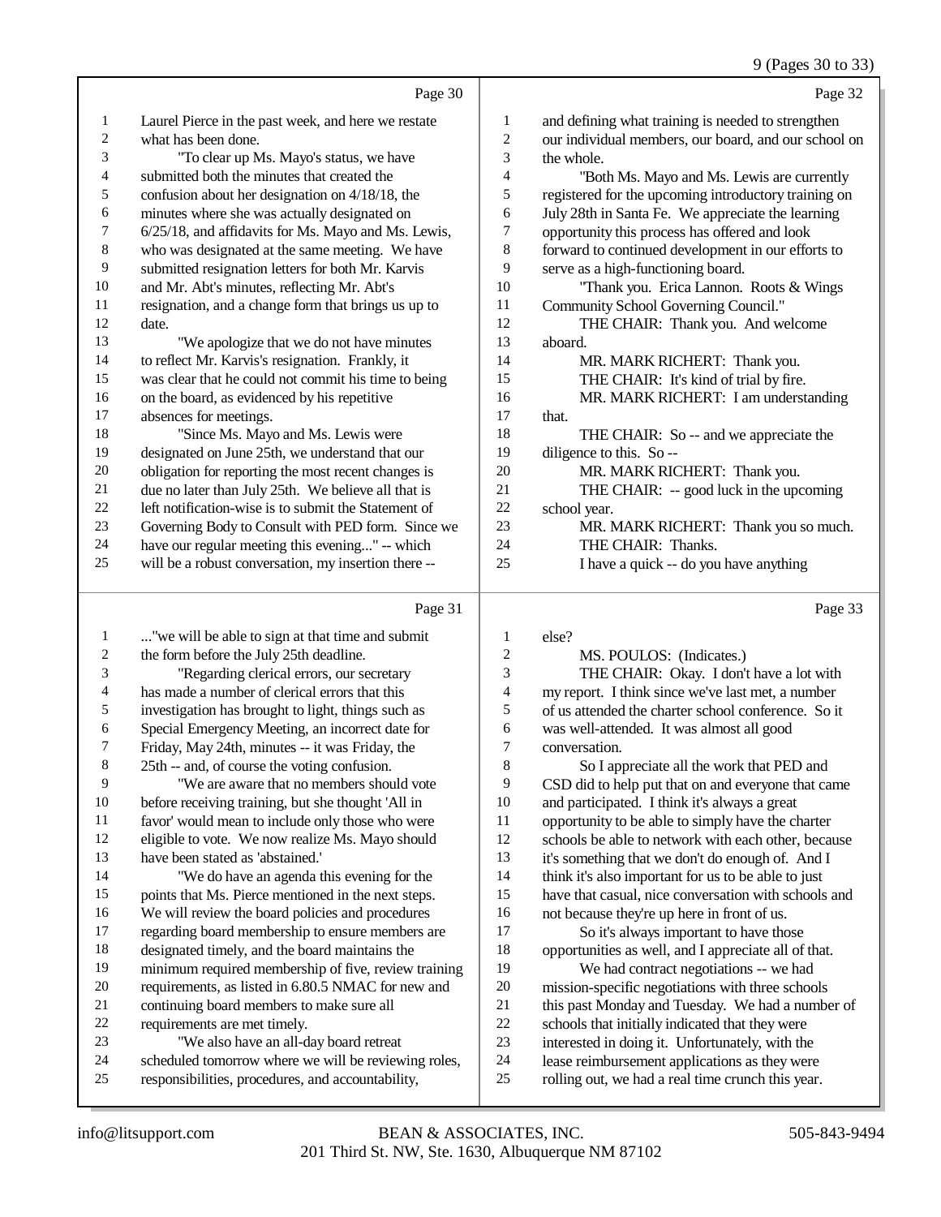Page 30

1 Laurel Pierce in the past week, and here we restate
2 what has been done.
3 "To clear up Ms. Mayo's status, we have
4 submitted both the minutes that created the
5 confusion about her designation on 4/18/18, the
6 minutes where she was actually designated on
7 6/25/18, and affidavits for Ms. Mayo and Ms. Lewis,
8 who was designated at the same meeting. We have
9 submitted resignation letters for both Mr. Karvis
10 and Mr. Abt's minutes, reflecting Mr. Abt's
11 resignation, and a change form that brings us up to
12 date.
13 "We apologize that we do not have minutes
14 to reflect Mr. Karvis's resignation. Frankly, it
15 was clear that he could not commit his time to being
16 on the board, as evidenced by his repetitive
17 absences for meetings.
18 "Since Ms. Mayo and Ms. Lewis were
19 designated on June 25th, we understand that our
20 obligation for reporting the most recent changes is
21 due no later than July 25th. We believe all that is
22 left notification-wise is to submit the Statement of
23 Governing Body to Consult with PED form. Since we
24 have our regular meeting this evening..." -- which
25 will be a robust conversation, my insertion there --

Page 31

1 ..."we will be able to sign at that time and submit
2 the form before the July 25th deadline.
3 "Regarding clerical errors, our secretary
4 has made a number of clerical errors that this
5 investigation has brought to light, things such as
6 Special Emergency Meeting, an incorrect date for
7 Friday, May 24th, minutes -- it was Friday, the
8 25th -- and, of course the voting confusion.
9 "We are aware that no members should vote
10 before receiving training, but she thought 'All in
11 favor' would mean to include only those who were
12 eligible to vote. We now realize Ms. Mayo should
13 have been stated as 'abstained.'
14 "We do have an agenda this evening for the
15 points that Ms. Pierce mentioned in the next steps.
16 We will review the board policies and procedures
17 regarding board membership to ensure members are
18 designated timely, and the board maintains the
19 minimum required membership of five, review training
20 requirements, as listed in 6.80.5 NMAC for new and
21 continuing board members to make sure all
22 requirements are met timely.
23 "We also have an all-day board retreat
24 scheduled tomorrow where we will be reviewing roles,
25 responsibilities, procedures, and accountability,

Page 32

1 and defining what training is needed to strengthen
2 our individual members, our board, and our school on
3 the whole.
4 "Both Ms. Mayo and Ms. Lewis are currently
5 registered for the upcoming introductory training on
6 July 28th in Santa Fe. We appreciate the learning
7 opportunity this process has offered and look
8 forward to continued development in our efforts to
9 serve as a high-functioning board.
10 "Thank you. Erica Lannon. Roots & Wings
11 Community School Governing Council."
12 THE CHAIR: Thank you. And welcome
13 aboard.
14 MR. MARK RICHERT: Thank you.
15 THE CHAIR: It's kind of trial by fire.
16 MR. MARK RICHERT: I am understanding
17 that.
18 THE CHAIR: So -- and we appreciate the
19 diligence to this. So --
20 MR. MARK RICHERT: Thank you.
21 THE CHAIR: -- good luck in the upcoming
22 school year.
23 MR. MARK RICHERT: Thank you so much.
24 THE CHAIR: Thanks.
25 I have a quick -- do you have anything

Page 33

1 else?
2 MS. POULOS: (Indicates.)
3 THE CHAIR: Okay. I don't have a lot with
4 my report. I think since we've last met, a number
5 of us attended the charter school conference. So it
6 was well-attended. It was almost all good
7 conversation.
8 So I appreciate all the work that PED and
9 CSD did to help put that on and everyone that came
10 and participated. I think it's always a great
11 opportunity to simply have the charter
12 schools be able to network with each other, because
13 it's something that we don't do enough of. And I
14 think it's also important for us to be able to just
15 have that casual, nice conversation with schools and
16 not because they're up here in front of us.
17 So it's always important to have those
18 opportunities as well, and I appreciate all of that.
19 We had contract negotiations -- we had
20 mission-specific negotiations with three schools
21 this past Monday and Tuesday. We had a number of
22 schools that initially indicated that they were
23 interested in doing it. Unfortunately, with the
24 lease reimbursement applications as they were
25 rolling out, we had a real time crunch this year.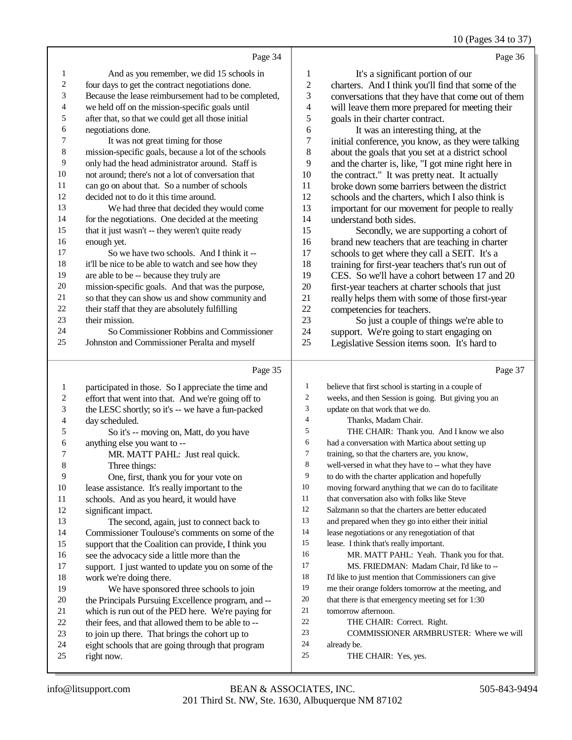Page 34

1 And as you remember, we did 15 schools in
2 four days to get the contract negotiations done.
3 Because the lease reimbursement had to be completed,
4 we held off on the mission-specific goals until
5 after that, so that we could get all those initial
6 negotiations done.
7 It was not great timing for those
8 mission-specific goals, because a lot of the schools
9 only had the head administrator around. Staff is
10 not around; there's not a lot of conversation that
11 can go on about that. So a number of schools
12 decided not to do it this time around.
13 We had three that decided they would come
14 for the negotiations. One decided at the meeting
15 that it just wasn't -- they weren't quite ready
16 enough yet.
17 So we have two schools. And I think it --
18 it'll be nice to be able to watch and see how they
19 are able to be -- because they truly are
20 mission-specific goals. And that was the purpose,
21 so that they can show us and show community and
22 their staff that they are absolutely fulfilling
23 their mission.
24 So Commissioner Robbins and Commissioner
25 Johnston and Commissioner Peralta and myself

Page 35

1 participated in those. So I appreciate the time and
2 effort that went into that. And we're going off to
3 the LESC shortly; so it's -- we have a fun-packed
4 day scheduled.
5 So it's -- moving on, Matt, do you have
6 anything else you want to --
7 MR. MATT PAHL: Just real quick.
8 Three things:
9 One, first, thank you for your vote on
10 lease assistance. It's really important to the
11 schools. And as you heard, it would have
12 significant impact.
13 The second, again, just to connect back to
14 Commissioner Toulouse's comments on some of the
15 support that the Coalition can provide, I think you
16 see the advocacy side a little more than the
17 support. I just wanted to update you on some of the
18 work we're doing there.
19 We have sponsored three schools to join
20 the Principals Pursuing Excellence program, and --
21 which is run out of the PED here. We're paying for
22 their fees, and that allowed them to be able to --
23 to join up there. That brings the cohort up to
24 eight schools that are going through that program
25 right now.

Page 36

1 It's a significant portion of our
2 charters. And I think you'll find that some of the
3 conversations that they have that come out of them
4 will leave them more prepared for meeting their
5 goals in their charter contract.
6 It was an interesting thing, at the
7 initial conference, you know, as they were talking
8 about the goals that you set at a district school
9 and the charter is, like, "I got mine right here in
10 the contract." It was pretty neat. It actually
11 broke down some barriers between the district
12 schools and the charters, which I also think is
13 important for our movement for people to really
14 understand both sides.
15 Secondly, we are supporting a cohort of
16 brand new teachers that are teaching in charter
17 schools to get where they call a SEIT. It's a
18 training for first-year teachers that's run out of
19 CES. So we'll have a cohort between 17 and 20
20 first-year teachers at charter schools that just
21 really helps them with some of those first-year
22 competencies for teachers.
23 So just a couple of things we're able to
24 support. We're going to start engaging on
25 Legislative Session items soon. It's hard to

Page 37

1 believe that first school is starting in a couple of
2 weeks, and then Session is going. But giving you an
3 update on that work that we do.
4 Thanks, Madam Chair.
5 THE CHAIR: Thank you. And I know we also
6 had a conversation with Martica about setting up
7 training, so that the charters are, you know,
8 well-versed in what they have to -- what they have
9 to do with the charter application and hopefully
10 moving forward anything that we can do to facilitate
11 that conversation also with folks like Steve
12 Salzmann so that the charters are better educated
13 and prepared when they go into either their initial
14 lease negotiations or any renegotiation of that
15 lease. I think that's really important.
16 MR. MATT PAHL: Yeah. Thank you for that.
17 MS. FRIEDMAN: Madam Chair, I'd like to --
18 I'd like to just mention that Commissioners can give
19 me their orange folders tomorrow at the meeting, and
20 that there is that emergency meeting set for 1:30
21 tomorrow afternoon.
22 THE CHAIR: Correct. Right.
23 COMMISSIONER ARMBRUSTER: Where we will
24 already be.
25 THE CHAIR: Yes, yes.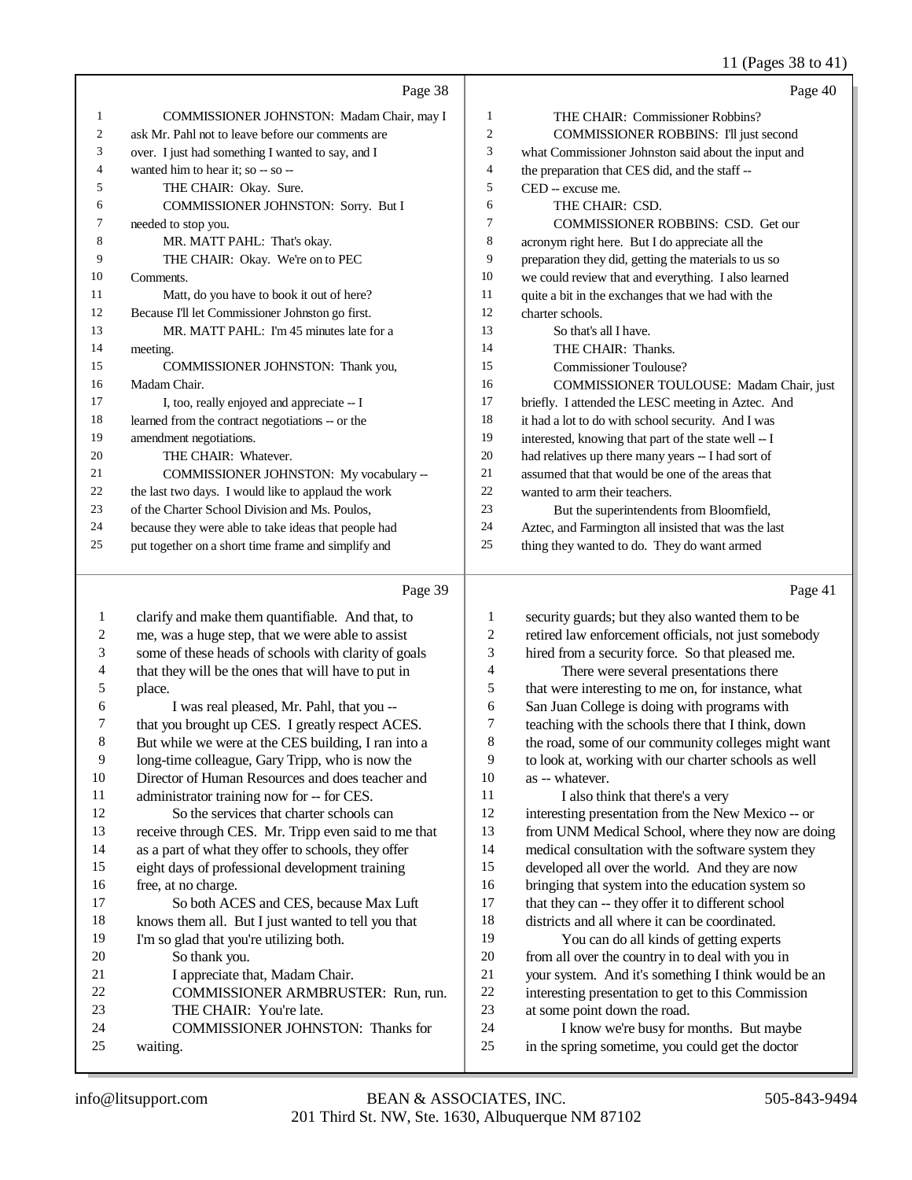Page 38

1 COMMISSIONER JOHNSTON: Madam Chair, may I
2 ask Mr. Pahl not to leave before our comments are
3 over. I just had something I wanted to say, and I
4 wanted him to hear it; so -- so --
5 THE CHAIR: Okay. Sure.
6 COMMISSIONER JOHNSTON: Sorry. But I
7 needed to stop you.
8 MR. MATT PAHL: That's okay.
9 THE CHAIR: Okay. We're on to PEC
10 Comments.
11 Matt, do you have to book it out of here?
12 Because I'll let Commissioner Johnston go first.
13 MR. MATT PAHL: I'm 45 minutes late for a
14 meeting.
15 COMMISSIONER JOHNSTON: Thank you,
16 Madam Chair.
17 I, too, really enjoyed and appreciate -- I
18 learned from the contract negotiations -- or the
19 amendment negotiations.
20 THE CHAIR: Whatever.
21 COMMISSIONER JOHNSTON: My vocabulary --
22 the last two days. I would like to applaud the work
23 of the Charter School Division and Ms. Poulos,
24 because they were able to take ideas that people had
25 put together on a short time frame and simplify and

Page 39

1 clarify and make them quantifiable. And that, to
2 me, was a huge step, that we were able to assist
3 some of these heads of schools with clarity of goals
4 that they will be the ones that will have to put in
5 place.
6 I was real pleased, Mr. Pahl, that you --
7 that you brought up CES. I greatly respect ACES.
8 But while we were at the CES building, I ran into a
9 long-time colleague, Gary Tripp, who is now the
10 Director of Human Resources and does teacher and
11 administrator training now for -- for CES.
12 So the services that charter schools can
13 receive through CES. Mr. Tripp even said to me that
14 as a part of what they offer to schools, they offer
15 eight days of professional development training
16 free, at no charge.
17 So both ACES and CES, because Max Luft
18 knows them all. But I just wanted to tell you that
19 I'm so glad that you're utilizing both.
20 So thank you.
21 I appreciate that, Madam Chair.
22 COMMISSIONER ARMBRUSTER: Run, run.
23 THE CHAIR: You're late.
24 COMMISSIONER JOHNSTON: Thanks for
25 waiting.

Page 40

1 THE CHAIR: Commissioner Robbins?
2 COMMISSIONER ROBBINS: I'll just second
3 what Commissioner Johnston said about the input and
4 the preparation that CES did, and the staff --
5 CED -- excuse me.
6 THE CHAIR: CSD.
7 COMMISSIONER ROBBINS: CSD. Get our
8 acronym right here. But I do appreciate all the
9 preparation they did, getting the materials to us so
10 we could review that and everything. I also learned
11 quite a bit in the exchanges that we had with the
12 charter schools.
13 So that's all I have.
14 THE CHAIR: Thanks.
15 Commissioner Toulouse?
16 COMMISSIONER TOULOUSE: Madam Chair, just
17 briefly. I attended the LESC meeting in Aztec. And
18 it had a lot to do with school security. And I was
19 interested, knowing that part of the state well -- I
20 had relatives up there many years -- I had sort of
21 assumed that that would be one of the areas that
22 wanted to arm their teachers.
23 But the superintendents from Bloomfield,
24 Aztec, and Farmington all insisted that was the last
25 thing they wanted to do. They do want armed

Page 41

1 security guards; but they also wanted them to be
2 retired law enforcement officials, not just somebody
3 hired from a security force. So that pleased me.
4 There were several presentations there
5 that were interesting to me on, for instance, what
6 San Juan College is doing with programs with
7 teaching with the schools there that I think, down
8 the road, some of our community colleges might want
9 to look at, working with our charter schools as well
10 as -- whatever.
11 I also think that there's a very
12 interesting presentation from the New Mexico -- or
13 from UNM Medical School, where they now are doing
14 medical consultation with the software system they
15 developed all over the world. And they are now
16 bringing that system into the education system so
17 that they can -- they offer it to different school
18 districts and all where it can be coordinated.
19 You can do all kinds of getting experts
20 from all over the country in to deal with you in
21 your system. And it's something I think would be an
22 interesting presentation to get to this Commission
23 at some point down the road.
24 I know we're busy for months. But maybe
25 in the spring sometime, you could get the doctor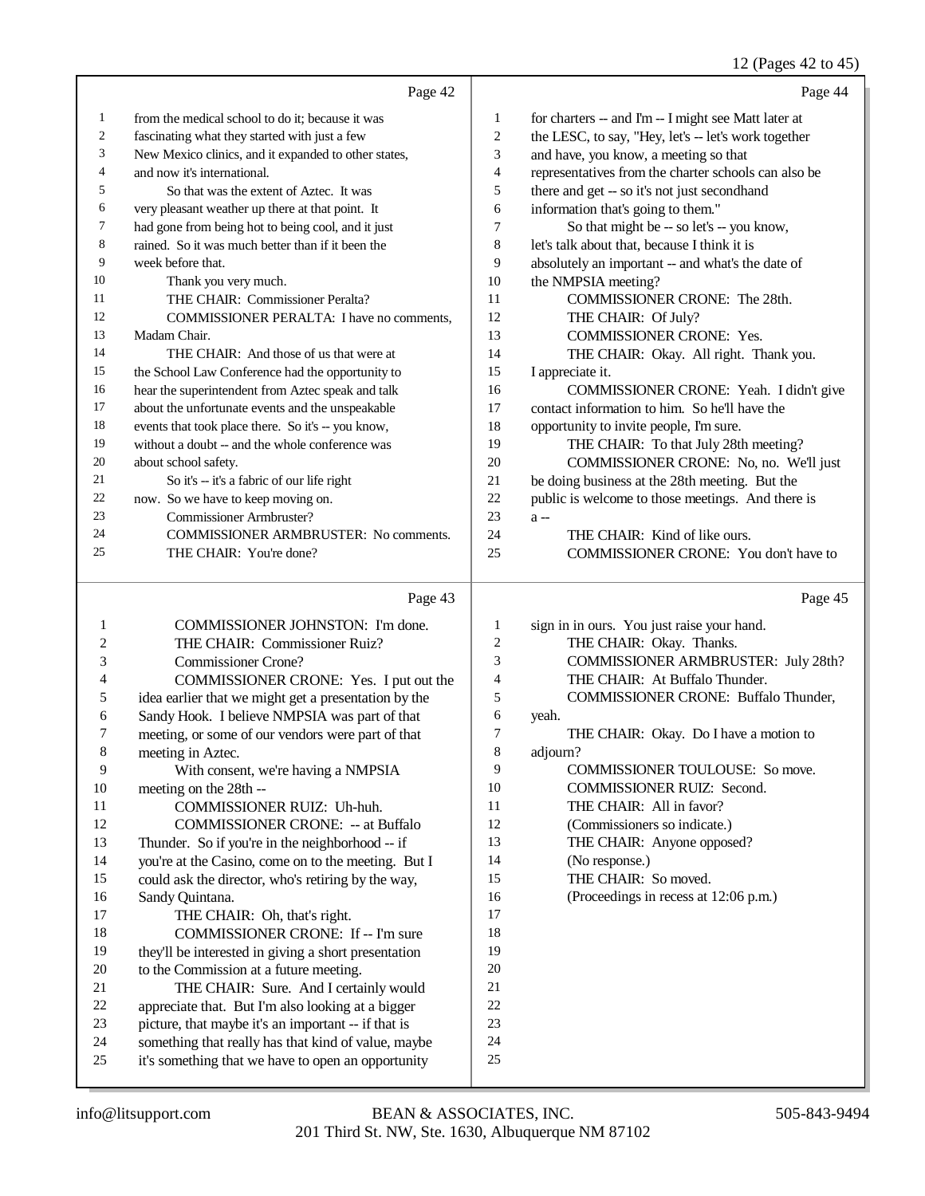12 (Pages 42 to 45)

Page 42

1 from the medical school to do it; because it was
2 fascinating what they started with just a few
3 New Mexico clinics, and it expanded to other states,
4 and now it's international.
5 So that was the extent of Aztec. It was
6 very pleasant weather up there at that point. It
7 had gone from being hot to being cool, and it just
8 rained. So it was much better than if it been the
9 week before that.
10 Thank you very much.
11 THE CHAIR: Commissioner Peralta?
12 COMMISSIONER PERALTA: I have no comments,
13 Madam Chair.
14 THE CHAIR: And those of us that were at
15 the School Law Conference had the opportunity to
16 hear the superintendent from Aztec speak and talk
17 about the unfortunate events and the unspeakable
18 events that took place there. So it's -- you know,
19 without a doubt -- and the whole conference was
20 about school safety.
21 So it's -- it's a fabric of our life right
22 now. So we have to keep moving on.
23 Commissioner Armbruster?
24 COMMISSIONER ARMBRUSTER: No comments.
25 THE CHAIR: You're done?

Page 43

1 COMMISSIONER JOHNSTON: I'm done.
2 THE CHAIR: Commissioner Ruiz?
3 Commissioner Crone?
4 COMMISSIONER CRONE: Yes. I put out the
5 idea earlier that we might get a presentation by the
6 Sandy Hook. I believe NMPSIA was part of that
7 meeting, or some of our vendors were part of that
8 meeting in Aztec.
9 With consent, we're having a NMPSIA
10 meeting on the 28th --
11 COMMISSIONER RUIZ: Uh-huh.
12 COMMISSIONER CRONE: -- at Buffalo
13 Thunder. So if you're in the neighborhood -- if
14 you're at the Casino, come on to the meeting. But I
15 could ask the director, who's retiring by the way,
16 Sandy Quintana.
17 THE CHAIR: Oh, that's right.
18 COMMISSIONER CRONE: If -- I'm sure
19 they'll be interested in giving a short presentation
20 to the Commission at a future meeting.
21 THE CHAIR: Sure. And I certainly would
22 appreciate that. But I'm also looking at a bigger
23 picture, that maybe it's an important -- if that is
24 something that really has that kind of value, maybe
25 it's something that we have to open an opportunity

Page 44

1 for charters -- and I'm -- I might see Matt later at
2 the LESC, to say, "Hey, let's -- let's work together
3 and have, you know, a meeting so that
4 representatives from the charter schools can also be
5 there and get -- so it's not just secondhand
6 information that's going to them."
7 So that might be -- so let's -- you know,
8 let's talk about that, because I think it is
9 absolutely an important -- and what's the date of
10 the NMPSIA meeting?
11 COMMISSIONER CRONE: The 28th.
12 THE CHAIR: Of July?
13 COMMISSIONER CRONE: Yes.
14 THE CHAIR: Okay. All right. Thank you.
15 I appreciate it.
16 COMMISSIONER CRONE: Yeah. I didn't give
17 contact information to him. So he'll have the
18 opportunity to invite people, I'm sure.
19 THE CHAIR: To that July 28th meeting?
20 COMMISSIONER CRONE: No, no. We'll just
21 be doing business at the 28th meeting. But the
22 public is welcome to those meetings. And there is
23 a --
24 THE CHAIR: Kind of like ours.
25 COMMISSIONER CRONE: You don't have to

Page 45

1 sign in in ours. You just raise your hand.
2 THE CHAIR: Okay. Thanks.
3 COMMISSIONER ARMBRUSTER: July 28th?
4 THE CHAIR: At Buffalo Thunder.
5 COMMISSIONER CRONE: Buffalo Thunder,
6 yeah.
7 THE CHAIR: Okay. Do I have a motion to
8 adjourn?
9 COMMISSIONER TOULOUSE: So move.
10 COMMISSIONER RUIZ: Second.
11 THE CHAIR: All in favor?
12 (Commissioners so indicate.)
13 THE CHAIR: Anyone opposed?
14 (No response.)
15 THE CHAIR: So moved.
16 (Proceedings in recess at 12:06 p.m.)
17
18
19
20
21
22
23
24
25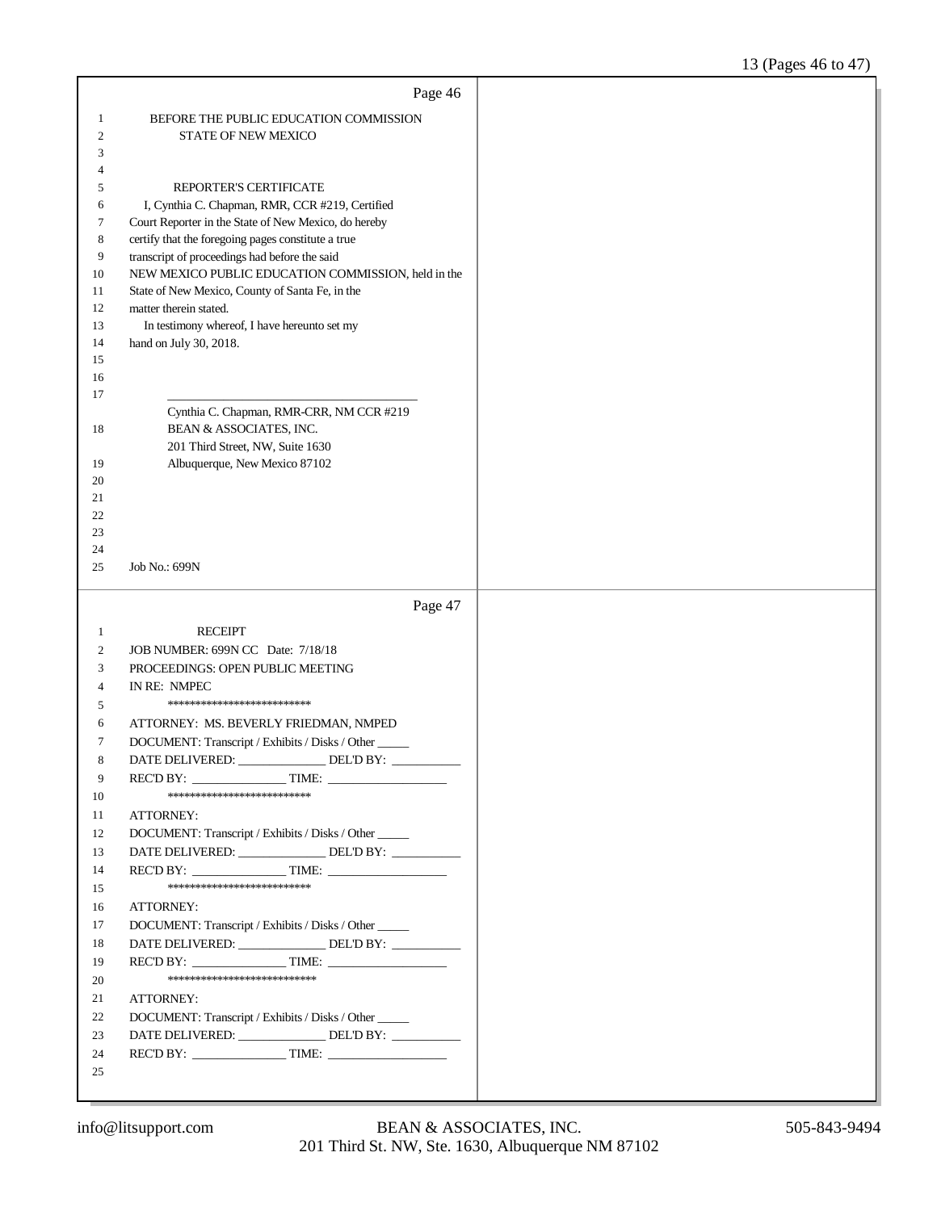Page 46

BEFORE THE PUBLIC EDUCATION COMMISSION
STATE OF NEW MEXICO

REPORTER'S CERTIFICATE

I, Cynthia C. Chapman, RMR, CCR #219, Certified Court Reporter in the State of New Mexico, do hereby certify that the foregoing pages constitute a true transcript of proceedings had before the said NEW MEXICO PUBLIC EDUCATION COMMISSION, held in the State of New Mexico, County of Santa Fe, in the matter therein stated.

In testimony whereof, I have hereunto set my hand on July 30, 2018.

\_\_\_\_\_\_\_\_\_\_\_\_\_\_\_\_\_\_\_\_\_\_\_\_\_\_\_\_\_\_\_\_\_\_\_\_\_\_\_\_

Cynthia C. Chapman, RMR-CRR, NM CCR #219
BEAN & ASSOCIATES, INC.
201 Third Street, NW, Suite 1630
Albuquerque, New Mexico 87102

Job No.: 699N

Page 47

RECEIPT

JOB NUMBER: 699N CC Date: 7/18/18
PROCEEDINGS: OPEN PUBLIC MEETING
IN RE: NMPEC

**************************

ATTORNEY: MS. BEVERLY FRIEDMAN, NMPED
DOCUMENT: Transcript / Exhibits / Disks / Other _____
DATE DELIVERED: ______________ DEL'D BY: ___________
REC'D BY: _______________ TIME: ___________________

**************************

ATTORNEY:
DOCUMENT: Transcript / Exhibits / Disks / Other _____
DATE DELIVERED: ______________ DEL'D BY: ___________
REC'D BY: _______________ TIME: ___________________

**************************

ATTORNEY:
DOCUMENT: Transcript / Exhibits / Disks / Other _____
DATE DELIVERED: ______________ DEL'D BY: ___________
REC'D BY: _______________ TIME: ___________________

***************************

ATTORNEY:
DOCUMENT: Transcript / Exhibits / Disks / Other _____
DATE DELIVERED: ______________ DEL'D BY: ___________
REC'D BY: _______________ TIME: ___________________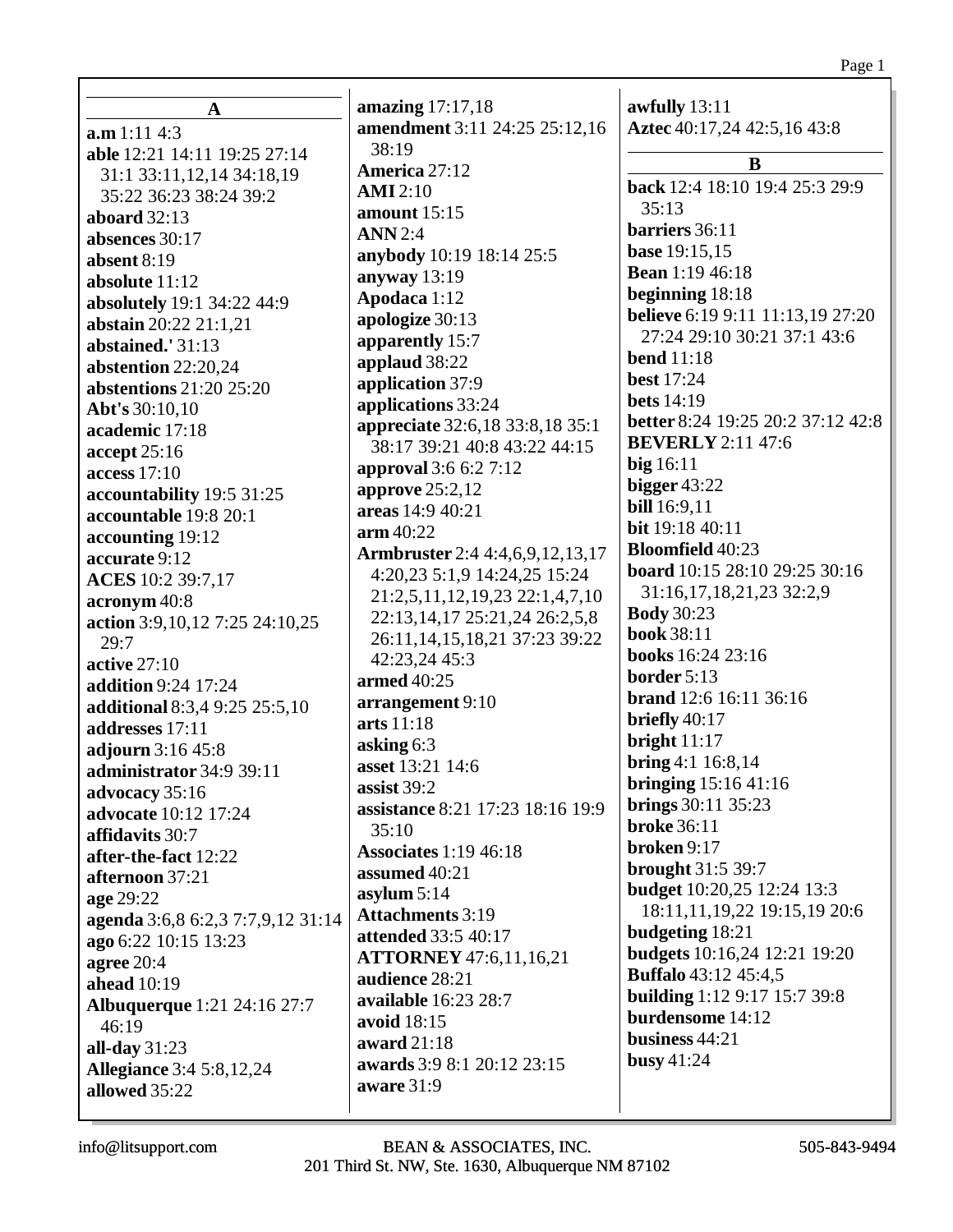## A

**a.m** 1:11 4:3
**able** 12:21 14:11 19:25 27:14 31:1 33:11,12,14 34:18,19 35:22 36:23 38:24 39:2
**aboard** 32:13
**absences** 30:17
**absent** 8:19
**absolute** 11:12
**absolutely** 19:1 34:22 44:9
**abstain** 20:22 21:1,21
**abstained.'** 31:13
**abstention** 22:20,24
**abstentions** 21:20 25:20
**Abt's** 30:10,10
**academic** 17:18
**accept** 25:16
**access** 17:10
**accountability** 19:5 31:25
**accountable** 19:8 20:1
**accounting** 19:12
**accurate** 9:12
**ACES** 10:2 39:7,17
**acronym** 40:8
**action** 3:9,10,12 7:25 24:10,25 29:7
**active** 27:10
**addition** 9:24 17:24
**additional** 8:3,4 9:25 25:5,10
**addresses** 17:11
**adjourn** 3:16 45:8
**administrator** 34:9 39:11
**advocacy** 35:16
**advocate** 10:12 17:24
**affidavits** 30:7
**after-the-fact** 12:22
**afternoon** 37:21
**age** 29:22
**agenda** 3:6,8 6:2,3 7:7,9,12 31:14
**ago** 6:22 10:15 13:23
**agree** 20:4
**ahead** 10:19
**Albuquerque** 1:21 24:16 27:7 46:19
**all-day** 31:23
**Allegiance** 3:4 5:8,12,24
**allowed** 35:22
**amazing** 17:17,18
**amendment** 3:11 24:25 25:12,16 38:19
**America** 27:12
**AMI** 2:10
**amount** 15:15
**ANN** 2:4
**anybody** 10:19 18:14 25:5
**anyway** 13:19
**Apodaca** 1:12
**apologize** 30:13
**apparently** 15:7
**applaud** 38:22
**application** 37:9
**applications** 33:24
**appreciate** 32:6,18 33:8,18 35:1 38:17 39:21 40:8 43:22 44:15
**approval** 3:6 6:2 7:12
**approve** 25:2,12
**areas** 14:9 40:21
**arm** 40:22
**Armbruster** 2:4 4:4,6,9,12,13,17 4:20,23 5:1,9 14:24,25 15:24 21:2,5,11,12,19,23 22:1,4,7,10 22:13,14,17 25:21,24 26:2,5,8 26:11,14,15,18,21 37:23 39:22 42:23,24 45:3
**armed** 40:25
**arrangement** 9:10
**arts** 11:18
**asking** 6:3
**asset** 13:21 14:6
**assist** 39:2
**assistance** 8:21 17:23 18:16 19:9 35:10
**Associates** 1:19 46:18
**assumed** 40:21
**asylum** 5:14
**Attachments** 3:19
**attended** 33:5 40:17
**ATTORNEY** 47:6,11,16,21
**audience** 28:21
**available** 16:23 28:7
**avoid** 18:15
**award** 21:18
**awards** 3:9 8:1 20:12 23:15
**aware** 31:9
**awfully** 13:11
**Aztec** 40:17,24 42:5,16 43:8

## B

**back** 12:4 18:10 19:4 25:3 29:9 35:13
**barriers** 36:11
**base** 19:15,15
**Bean** 1:19 46:18
**beginning** 18:18
**believe** 6:19 9:11 11:13,19 27:20 27:24 29:10 30:21 37:1 43:6
**bend** 11:18
**best** 17:24
**bets** 14:19
**better** 8:24 19:25 20:2 37:12 42:8
**BEVERLY** 2:11 47:6
**big** 16:11
**bigger** 43:22
**bill** 16:9,11
**bit** 19:18 40:11
**Bloomfield** 40:23
**board** 10:15 28:10 29:25 30:16 31:16,17,18,21,23 32:2,9
**Body** 30:23
**book** 38:11
**books** 16:24 23:16
**border** 5:13
**brand** 12:6 16:11 36:16
**briefly** 40:17
**bright** 11:17
**bring** 4:1 16:8,14
**bringing** 15:16 41:16
**brings** 30:11 35:23
**broke** 36:11
**broken** 9:17
**brought** 31:5 39:7
**budget** 10:20,25 12:24 13:3 18:11,11,19,22 19:15,19 20:6
**budgeting** 18:21
**budgets** 10:16,24 12:21 19:20
**Buffalo** 43:12 45:4,5
**building** 1:12 9:17 15:7 39:8
**burdensome** 14:12
**business** 44:21
**busy** 41:24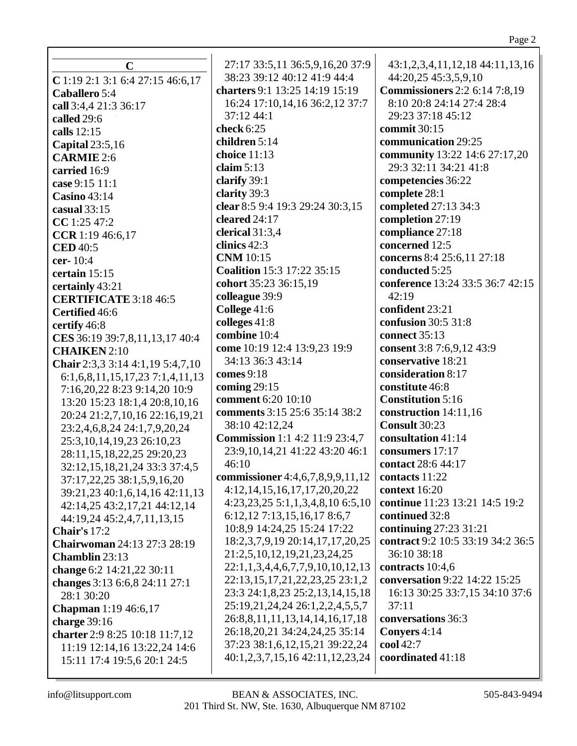## C

**C** 1:19 2:1 3:1 6:4 27:15 46:6,17
**Caballero** 5:4
**call** 3:4,4 21:3 36:17
**called** 29:6
**calls** 12:15
**Capital** 23:5,16
**CARMIE** 2:6
**carried** 16:9
**case** 9:15 11:1
**Casino** 43:14
**casual** 33:15
**CC** 1:25 47:2
**CCR** 1:19 46:6,17
**CED** 40:5
**cer-** 10:4
**certain** 15:15
**certainly** 43:21
**CERTIFICATE** 3:18 46:5
**Certified** 46:6
**certify** 46:8
**CES** 36:19 39:7,8,11,13,17 40:4
**CHAIKEN** 2:10
**Chair** 2:3,3 3:14 4:1,19 5:4,7,10 6:1,6,8,11,15,17,23 7:1,4,11,13 7:16,20,22 8:23 9:14,20 10:9 13:20 15:23 18:1,4 20:8,10,16 20:24 21:2,7,10,16 22:16,19,21 23:2,4,6,8,24 24:1,7,9,20,24 25:3,10,14,19,23 26:10,23 28:11,15,18,22,25 29:20,23 32:12,15,18,21,24 33:3 37:4,5 37:17,22,25 38:1,5,9,16,20 39:21,23 40:1,6,14,16 42:11,13 42:14,25 43:2,17,21 44:12,14 44:19,24 45:2,4,7,11,13,15
**Chair's** 17:2
**Chairwoman** 24:13 27:3 28:19
**Chamblin** 23:13
**change** 6:2 14:21,22 30:11
**changes** 3:13 6:6,8 24:11 27:1 28:1 30:20
**Chapman** 1:19 46:6,17
**charge** 39:16
**charter** 2:9 8:25 10:18 11:7,12 11:19 12:14,16 13:22,24 14:6 15:11 17:4 19:5,6 20:1 24:5 27:17 33:5,11 36:5,9,16,20 37:9 38:23 39:12 40:12 41:9 44:4
**charters** 9:1 13:25 14:19 15:19 16:24 17:10,14,16 36:2,12 37:7 37:12 44:1
**check** 6:25
**children** 5:14
**choice** 11:13
**claim** 5:13
**clarify** 39:1
**clarity** 39:3
**clear** 8:5 9:4 19:3 29:24 30:3,15
**cleared** 24:17
**clerical** 31:3,4
**clinics** 42:3
**CNM** 10:15
**Coalition** 15:3 17:22 35:15
**cohort** 35:23 36:15,19
**colleague** 39:9
**College** 41:6
**colleges** 41:8
**combine** 10:4
**come** 10:19 12:4 13:9,23 19:9 34:13 36:3 43:14
**comes** 9:18
**coming** 29:15
**comment** 6:20 10:10
**comments** 3:15 25:6 35:14 38:2 38:10 42:12,24
**Commission** 1:1 4:2 11:9 23:4,7 23:9,10,14,21 41:22 43:20 46:1 46:10
**commissioner** 4:4,6,7,8,9,9,11,12 4:12,14,15,16,17,17,20,20,22 4:23,23,25 5:1,1,3,4,8,10 6:5,10 6:12,12 7:13,15,16,17 8:6,7 10:8,9 14:24,25 15:24 17:22 18:2,3,7,9,19 20:14,17,17,20,25 21:2,5,10,12,19,21,23,24,25 22:1,1,3,4,4,6,7,7,9,10,10,12,13 22:13,15,17,21,22,23,25 23:1,2 23:3 24:1,8,23 25:2,13,14,15,18 25:19,21,24,24 26:1,2,2,4,5,5,7 26:8,8,11,11,13,14,14,16,17,18 26:18,20,21 34:24,24,25 35:14 37:23 38:1,6,12,15,21 39:22,24 40:1,2,3,7,15,16 42:11,12,23,24 43:1,2,3,4,11,12,18 44:11,13,16 44:20,25 45:3,5,9,10
**Commissioners** 2:2 6:14 7:8,19 8:10 20:8 24:14 27:4 28:4 29:23 37:18 45:12
**commit** 30:15
**communication** 29:25
**community** 13:22 14:6 27:17,20 29:3 32:11 34:21 41:8
**competencies** 36:22
**complete** 28:1
**completed** 27:13 34:3
**completion** 27:19
**compliance** 27:18
**concerned** 12:5
**concerns** 8:4 25:6,11 27:18
**conducted** 5:25
**conference** 13:24 33:5 36:7 42:15 42:19
**confident** 23:21
**confusion** 30:5 31:8
**connect** 35:13
**consent** 3:8 7:6,9,12 43:9
**conservative** 18:21
**consideration** 8:17
**constitute** 46:8
**Constitution** 5:16
**construction** 14:11,16
**Consult** 30:23
**consultation** 41:14
**consumers** 17:17
**contact** 28:6 44:17
**contacts** 11:22
**context** 16:20
**continue** 11:23 13:21 14:5 19:2
**continued** 32:8
**continuing** 27:23 31:21
**contract** 9:2 10:5 33:19 34:2 36:5 36:10 38:18
**contracts** 10:4,6
**conversation** 9:22 14:22 15:25 16:13 30:25 33:7,15 34:10 37:6 37:11
**conversations** 36:3
**Conyers** 4:14
**cool** 42:7
**coordinated** 41:18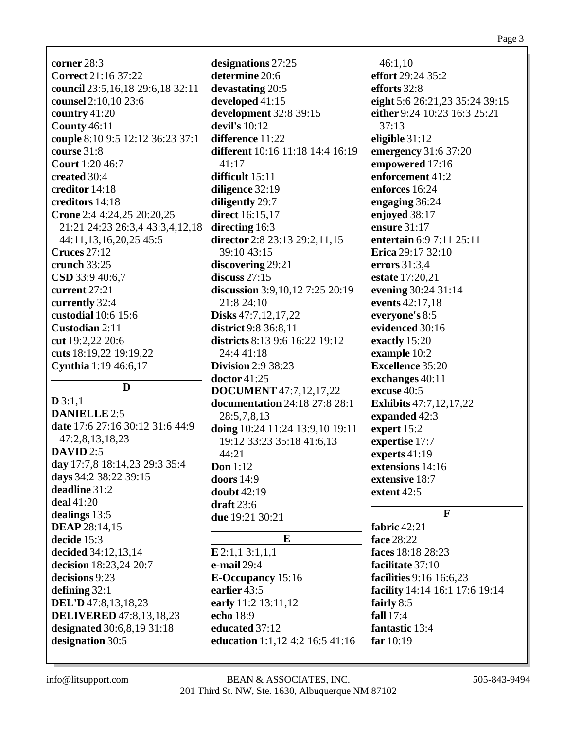**corner** 28:3
**Correct** 21:16 37:22
**council** 23:5,16,18 29:6,18 32:11
**counsel** 2:10,10 23:6
**country** 41:20
**County** 46:11
**couple** 8:10 9:5 12:12 36:23 37:1
**course** 31:8
**Court** 1:20 46:7
**created** 30:4
**creditor** 14:18
**creditors** 14:18
**Crone** 2:4 4:24,25 20:20,25 21:21 24:23 26:3,4 43:3,4,12,18 44:11,13,16,20,25 45:5
**Cruces** 27:12
**crunch** 33:25
**CSD** 33:9 40:6,7
**current** 27:21
**currently** 32:4
**custodial** 10:6 15:6
**Custodian** 2:11
**cut** 19:2,22 20:6
**cuts** 18:19,22 19:19,22
**Cynthia** 1:19 46:6,17

## D

**D** 3:1,1
**DANIELLE** 2:5
**date** 17:6 27:16 30:12 31:6 44:9 47:2,8,13,18,23
**DAVID** 2:5
**day** 17:7,8 18:14,23 29:3 35:4
**days** 34:2 38:22 39:15
**deadline** 31:2
**deal** 41:20
**dealings** 13:5
**DEAP** 28:14,15
**decide** 15:3
**decided** 34:12,13,14
**decision** 18:23,24 20:7
**decisions** 9:23
**defining** 32:1
**DEL'D** 47:8,13,18,23
**DELIVERED** 47:8,13,18,23
**designated** 30:6,8,19 31:18
**designation** 30:5
**designations** 27:25
**determine** 20:6
**devastating** 20:5
**developed** 41:15
**development** 32:8 39:15
**devil's** 10:12
**difference** 11:22
**different** 10:16 11:18 14:4 16:19 41:17
**difficult** 15:11
**diligence** 32:19
**diligently** 29:7
**direct** 16:15,17
**directing** 16:3
**director** 2:8 23:13 29:2,11,15 39:10 43:15
**discovering** 29:21
**discuss** 27:15
**discussion** 3:9,10,12 7:25 20:19 21:8 24:10
**Disks** 47:7,12,17,22
**district** 9:8 36:8,11
**districts** 8:13 9:6 16:22 19:12 24:4 41:18
**Division** 2:9 38:23
**doctor** 41:25
**DOCUMENT** 47:7,12,17,22
**documentation** 24:18 27:8 28:1 28:5,7,8,13
**doing** 10:24 11:24 13:9,10 19:11 19:12 33:23 35:18 41:6,13 44:21
**Don** 1:12
**doors** 14:9
**doubt** 42:19
**draft** 23:6
**due** 19:21 30:21

## E

**E** 2:1,1 3:1,1,1
**e-mail** 29:4
**E-Occupancy** 15:16
**earlier** 43:5
**early** 11:2 13:11,12
**echo** 18:9
**educated** 37:12
**education** 1:1,12 4:2 16:5 41:16 46:1,10
**effort** 29:24 35:2
**efforts** 32:8
**eight** 5:6 26:21,23 35:24 39:15
**either** 9:24 10:23 16:3 25:21 37:13
**eligible** 31:12
**emergency** 31:6 37:20
**empowered** 17:16
**enforcement** 41:2
**enforces** 16:24
**engaging** 36:24
**enjoyed** 38:17
**ensure** 31:17
**entertain** 6:9 7:11 25:11
**Erica** 29:17 32:10
**errors** 31:3,4
**estate** 17:20,21
**evening** 30:24 31:14
**events** 42:17,18
**everyone's** 8:5
**evidenced** 30:16
**exactly** 15:20
**example** 10:2
**Excellence** 35:20
**exchanges** 40:11
**excuse** 40:5
**Exhibits** 47:7,12,17,22
**expanded** 42:3
**expert** 15:2
**expertise** 17:7
**experts** 41:19
**extensions** 14:16
**extensive** 18:7
**extent** 42:5

## F

**fabric** 42:21
**face** 28:22
**faces** 18:18 28:23
**facilitate** 37:10
**facilities** 9:16 16:6,23
**facility** 14:14 16:1 17:6 19:14
**fairly** 8:5
**fall** 17:4
**fantastic** 13:4
**far** 10:19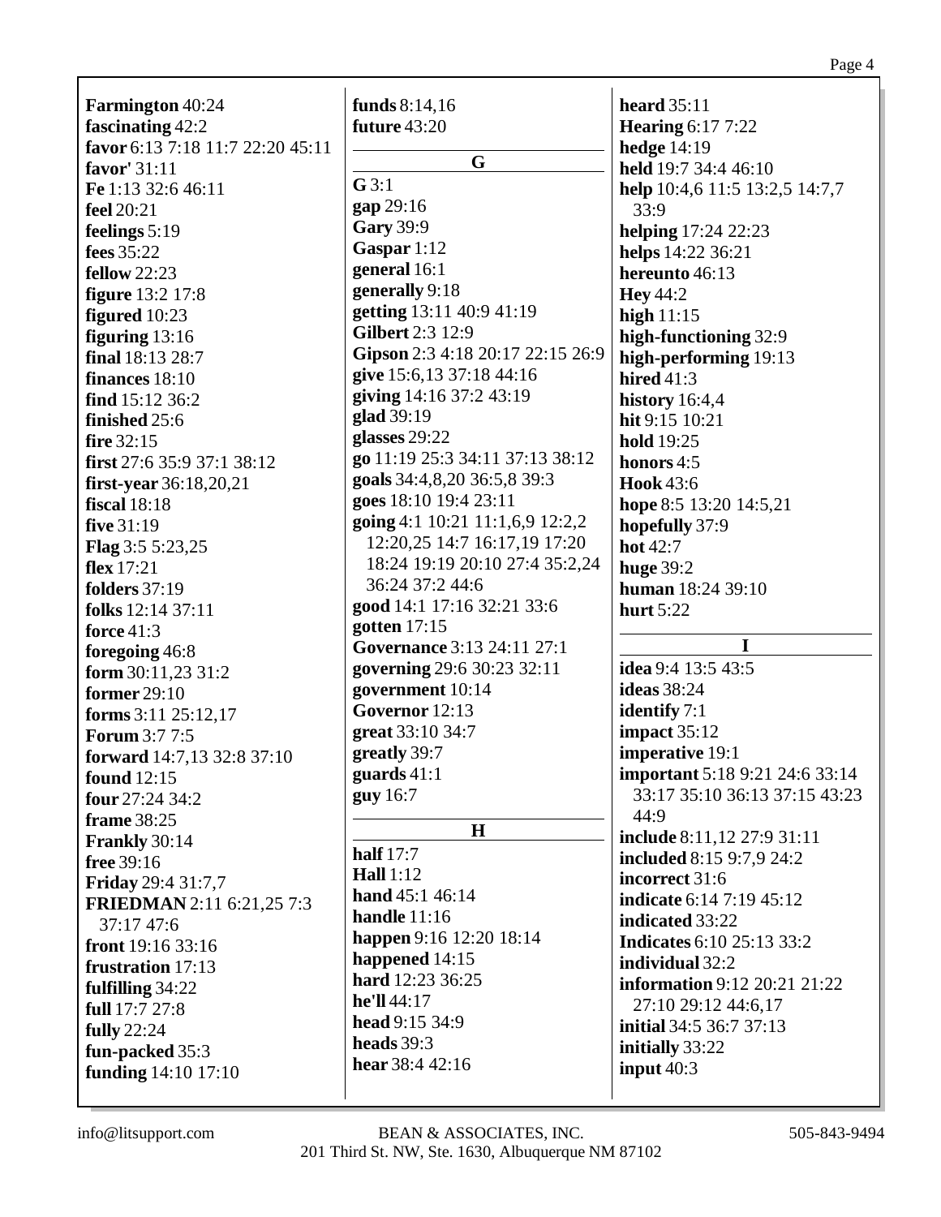**Farmington** 40:24
**fascinating** 42:2
**favor** 6:13 7:18 11:7 22:20 45:11
**favor'** 31:11
**Fe** 1:13 32:6 46:11
**feel** 20:21
**feelings** 5:19
**fees** 35:22
**fellow** 22:23
**figure** 13:2 17:8
**figured** 10:23
**figuring** 13:16
**final** 18:13 28:7
**finances** 18:10
**find** 15:12 36:2
**finished** 25:6
**fire** 32:15
**first** 27:6 35:9 37:1 38:12
**first-year** 36:18,20,21
**fiscal** 18:18
**five** 31:19
**Flag** 3:5 5:23,25
**flex** 17:21
**folders** 37:19
**folks** 12:14 37:11
**force** 41:3
**foregoing** 46:8
**form** 30:11,23 31:2
**former** 29:10
**forms** 3:11 25:12,17
**Forum** 3:7 7:5
**forward** 14:7,13 32:8 37:10
**found** 12:15
**four** 27:24 34:2
**frame** 38:25
**Frankly** 30:14
**free** 39:16
**Friday** 29:4 31:7,7
**FRIEDMAN** 2:11 6:21,25 7:3 37:17 47:6
**front** 19:16 33:16
**frustration** 17:13
**fulfilling** 34:22
**full** 17:7 27:8
**fully** 22:24
**fun-packed** 35:3
**funding** 14:10 17:10
**funds** 8:14,16
**future** 43:20

## G

**G** 3:1
**gap** 29:16
**Gary** 39:9
**Gaspar** 1:12
**general** 16:1
**generally** 9:18
**getting** 13:11 40:9 41:19
**Gilbert** 2:3 12:9
**Gipson** 2:3 4:18 20:17 22:15 26:9
**give** 15:6,13 37:18 44:16
**giving** 14:16 37:2 43:19
**glad** 39:19
**glasses** 29:22
**go** 11:19 25:3 34:11 37:13 38:12
**goals** 34:4,8,20 36:5,8 39:3
**goes** 18:10 19:4 23:11
**going** 4:1 10:21 11:1,6,9 12:2,2 12:20,25 14:7 16:17,19 17:20 18:24 19:19 20:10 27:4 35:2,24 36:24 37:2 44:6
**good** 14:1 17:16 32:21 33:6
**gotten** 17:15
**Governance** 3:13 24:11 27:1
**governing** 29:6 30:23 32:11
**government** 10:14
**Governor** 12:13
**great** 33:10 34:7
**greatly** 39:7
**guards** 41:1
**guy** 16:7

## H

**half** 17:7
**Hall** 1:12
**hand** 45:1 46:14
**handle** 11:16
**happen** 9:16 12:20 18:14
**happened** 14:15
**hard** 12:23 36:25
**he'll** 44:17
**head** 9:15 34:9
**heads** 39:3
**hear** 38:4 42:16
**heard** 35:11
**Hearing** 6:17 7:22
**hedge** 14:19
**held** 19:7 34:4 46:10
**help** 10:4,6 11:5 13:2,5 14:7,7 33:9
**helping** 17:24 22:23
**helps** 14:22 36:21
**hereunto** 46:13
**Hey** 44:2
**high** 11:15
**high-functioning** 32:9
**high-performing** 19:13
**hired** 41:3
**history** 16:4,4
**hit** 9:15 10:21
**hold** 19:25
**honors** 4:5
**Hook** 43:6
**hope** 8:5 13:20 14:5,21
**hopefully** 37:9
**hot** 42:7
**huge** 39:2
**human** 18:24 39:10
**hurt** 5:22

## I

**idea** 9:4 13:5 43:5
**ideas** 38:24
**identify** 7:1
**impact** 35:12
**imperative** 19:1
**important** 5:18 9:21 24:6 33:14 33:17 35:10 36:13 37:15 43:23 44:9
**include** 8:11,12 27:9 31:11
**included** 8:15 9:7,9 24:2
**incorrect** 31:6
**indicate** 6:14 7:19 45:12
**indicated** 33:22
**Indicates** 6:10 25:13 33:2
**individual** 32:2
**information** 9:12 20:21 21:22 27:10 29:12 44:6,17
**initial** 34:5 36:7 37:13
**initially** 33:22
**input** 40:3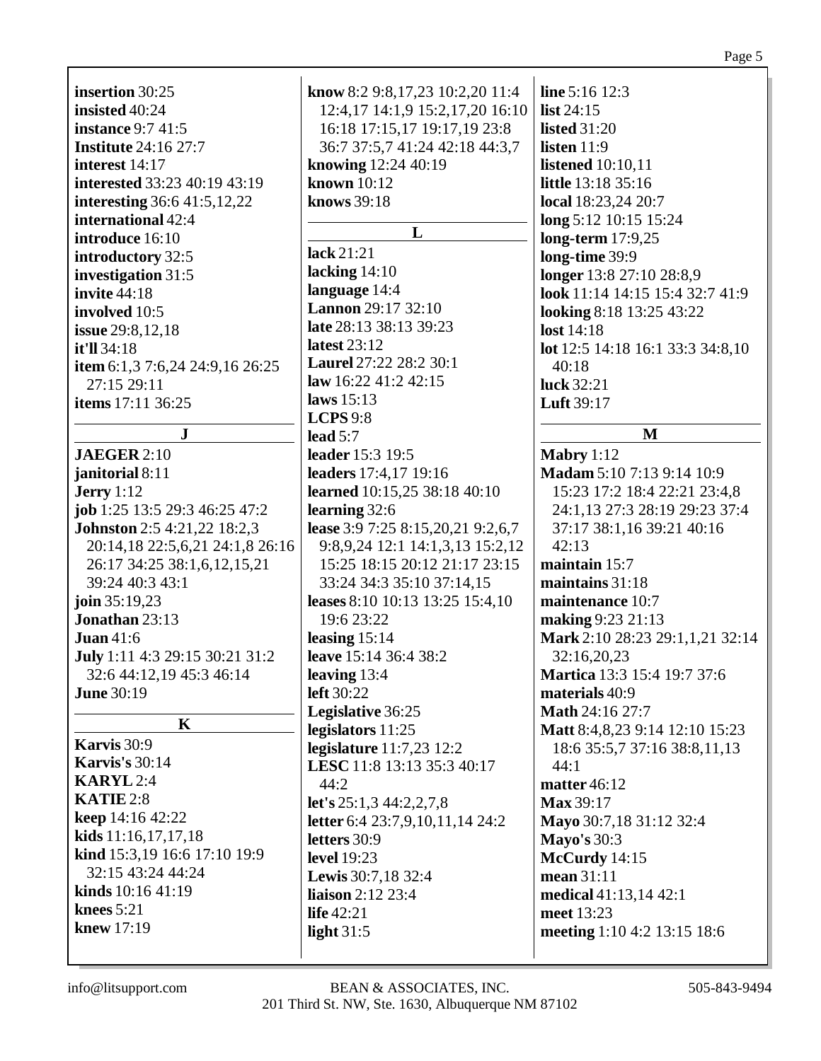**insertion** 30:25
**insisted** 40:24
**instance** 9:7 41:5
**Institute** 24:16 27:7
**interest** 14:17
**interested** 33:23 40:19 43:19
**interesting** 36:6 41:5,12,22
**international** 42:4
**introduce** 16:10
**introductory** 32:5
**investigation** 31:5
**invite** 44:18
**involved** 10:5
**issue** 29:8,12,18
**it'll** 34:18
**item** 6:1,3 7:6,24 24:9,16 26:25 27:15 29:11
**items** 17:11 36:25

**J**

**JAEGER** 2:10
**janitorial** 8:11
**Jerry** 1:12
**job** 1:25 13:5 29:3 46:25 47:2
**Johnston** 2:5 4:21,22 18:2,3 20:14,18 22:5,6,21 24:1,8 26:16 26:17 34:25 38:1,6,12,15,21 39:24 40:3 43:1
**join** 35:19,23
**Jonathan** 23:13
**Juan** 41:6
**July** 1:11 4:3 29:15 30:21 31:2 32:6 44:12,19 45:3 46:14
**June** 30:19

**K**

**Karvis** 30:9
**Karvis's** 30:14
**KARYL** 2:4
**KATIE** 2:8
**keep** 14:16 42:22
**kids** 11:16,17,17,18
**kind** 15:3,19 16:6 17:10 19:9 32:15 43:24 44:24
**kinds** 10:16 41:19
**knees** 5:21
**knew** 17:19
**know** 8:2 9:8,17,23 10:2,20 11:4 12:4,17 14:1,9 15:2,17,20 16:10 16:18 17:15,17 19:17,19 23:8 36:7 37:5,7 41:24 42:18 44:3,7
**knowing** 12:24 40:19
**known** 10:12
**knows** 39:18

**L**

**lack** 21:21
**lacking** 14:10
**language** 14:4
**Lannon** 29:17 32:10
**late** 28:13 38:13 39:23
**latest** 23:12
**Laurel** 27:22 28:2 30:1
**law** 16:22 41:2 42:15
**laws** 15:13
**LCPS** 9:8
**lead** 5:7
**leader** 15:3 19:5
**leaders** 17:4,17 19:16
**learned** 10:15,25 38:18 40:10
**learning** 32:6
**lease** 3:9 7:25 8:15,20,21 9:2,6,7 9:8,9,24 12:1 14:1,3,13 15:2,12 15:25 18:15 20:12 21:17 23:15 33:24 34:3 35:10 37:14,15
**leases** 8:10 10:13 13:25 15:4,10 19:6 23:22
**leasing** 15:14
**leave** 15:14 36:4 38:2
**leaving** 13:4
**left** 30:22
**Legislative** 36:25
**legislators** 11:25
**legislature** 11:7,23 12:2
**LESC** 11:8 13:13 35:3 40:17 44:2
**let's** 25:1,3 44:2,2,7,8
**letter** 6:4 23:7,9,10,11,14 24:2
**letters** 30:9
**level** 19:23
**Lewis** 30:7,18 32:4
**liaison** 2:12 23:4
**life** 42:21
**light** 31:5
**line** 5:16 12:3
**list** 24:15
**listed** 31:20
**listen** 11:9
**listened** 10:10,11
**little** 13:18 35:16
**local** 18:23,24 20:7
**long** 5:12 10:15 15:24
**long-term** 17:9,25
**long-time** 39:9
**longer** 13:8 27:10 28:8,9
**look** 11:14 14:15 15:4 32:7 41:9
**looking** 8:18 13:25 43:22
**lost** 14:18
**lot** 12:5 14:18 16:1 33:3 34:8,10 40:18
**luck** 32:21
**Luft** 39:17

**M**

**Mabry** 1:12
**Madam** 5:10 7:13 9:14 10:9 15:23 17:2 18:4 22:21 23:4,8 24:1,13 27:3 28:19 29:23 37:4 37:17 38:1,16 39:21 40:16 42:13
**maintain** 15:7
**maintains** 31:18
**maintenance** 10:7
**making** 9:23 21:13
**Mark** 2:10 28:23 29:1,1,21 32:14 32:16,20,23
**Martica** 13:3 15:4 19:7 37:6
**materials** 40:9
**Math** 24:16 27:7
**Matt** 8:4,8,23 9:14 12:10 15:23 18:6 35:5,7 37:16 38:8,11,13 44:1
**matter** 46:12
**Max** 39:17
**Mayo** 30:7,18 31:12 32:4
**Mayo's** 30:3
**McCurdy** 14:15
**mean** 31:11
**medical** 41:13,14 42:1
**meet** 13:23
**meeting** 1:10 4:2 13:15 18:6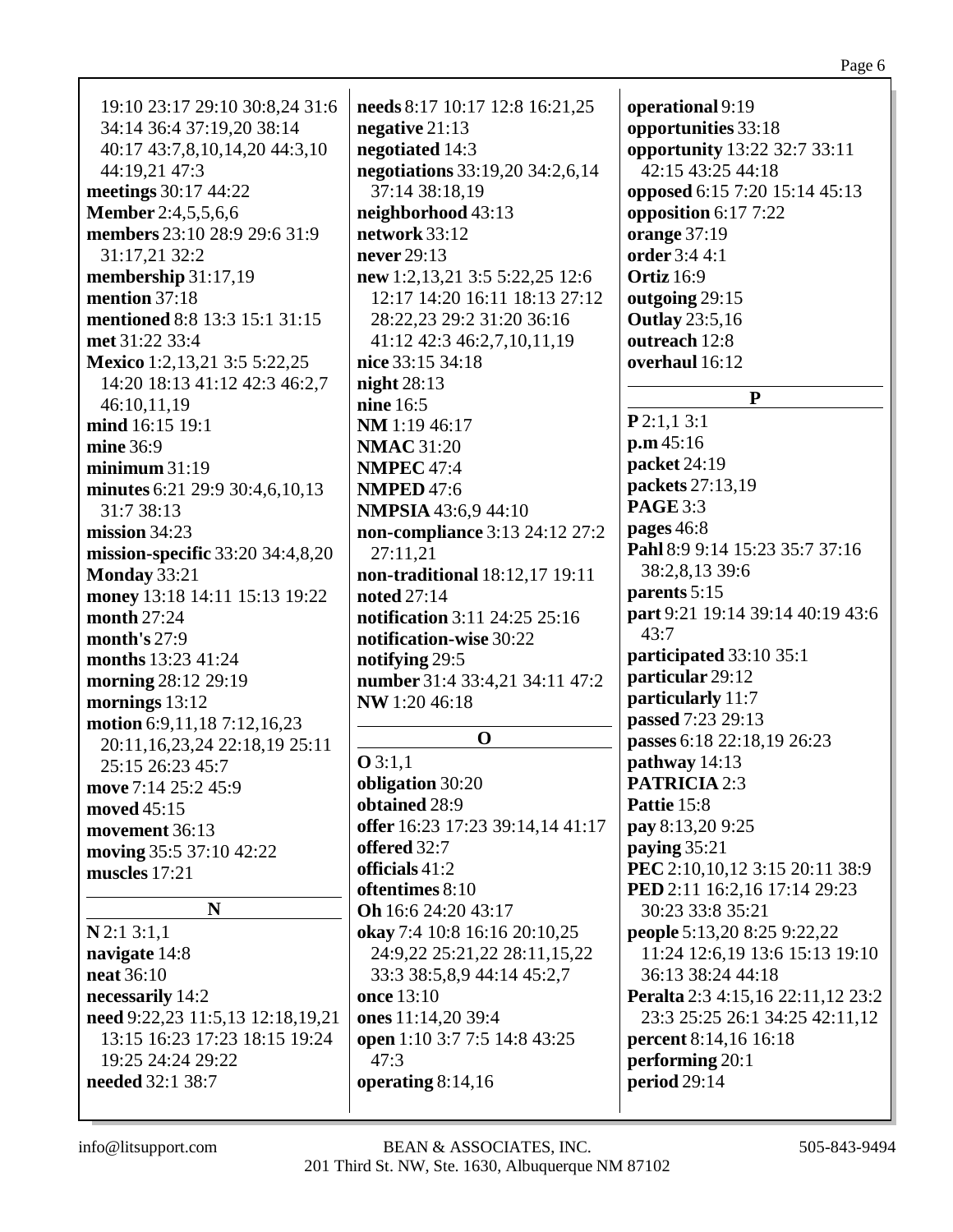19:10 23:17 29:10 30:8,24 31:6 34:14 36:4 37:19,20 38:14 40:17 43:7,8,10,14,20 44:3,10 44:19,21 47:3

**meetings** 30:17 44:22

**Member** 2:4,5,5,6,6

**members** 23:10 28:9 29:6 31:9 31:17,21 32:2

**membership** 31:17,19

**mention** 37:18

**mentioned** 8:8 13:3 15:1 31:15

**met** 31:22 33:4

**Mexico** 1:2,13,21 3:5 5:22,25 14:20 18:13 41:12 42:3 46:2,7 46:10,11,19

**mind** 16:15 19:1

**mine** 36:9

**minimum** 31:19

**minutes** 6:21 29:9 30:4,6,10,13 31:7 38:13

**mission** 34:23

**mission-specific** 33:20 34:4,8,20

**Monday** 33:21

**money** 13:18 14:11 15:13 19:22

**month** 27:24

**month's** 27:9

**months** 13:23 41:24

**morning** 28:12 29:19

**mornings** 13:12

**motion** 6:9,11,18 7:12,16,23 20:11,16,23,24 22:18,19 25:11 25:15 26:23 45:7

**move** 7:14 25:2 45:9

**moved** 45:15

**movement** 36:13

**moving** 35:5 37:10 42:22

**muscles** 17:21

**N**

**N** 2:1 3:1,1

**navigate** 14:8

**neat** 36:10

**necessarily** 14:2

**need** 9:22,23 11:5,13 12:18,19,21 13:15 16:23 17:23 18:15 19:24 19:25 24:24 29:22

**needed** 32:1 38:7

**needs** 8:17 10:17 12:8 16:21,25

**negative** 21:13

**negotiated** 14:3

**negotiations** 33:19,20 34:2,6,14 37:14 38:18,19

**neighborhood** 43:13

**network** 33:12

**never** 29:13

**new** 1:2,13,21 3:5 5:22,25 12:6 12:17 14:20 16:11 18:13 27:12 28:22,23 29:2 31:20 36:16 41:12 42:3 46:2,7,10,11,19

**nice** 33:15 34:18

**night** 28:13

**nine** 16:5

**NM** 1:19 46:17

**NMAC** 31:20

**NMPEC** 47:4

**NMPED** 47:6

**NMPSIA** 43:6,9 44:10

**non-compliance** 3:13 24:12 27:2 27:11,21

**non-traditional** 18:12,17 19:11

**noted** 27:14

**notification** 3:11 24:25 25:16

**notification-wise** 30:22

**notifying** 29:5

**number** 31:4 33:4,21 34:11 47:2

**NW** 1:20 46:18

**O**

**O** 3:1,1

**obligation** 30:20

**obtained** 28:9

**offer** 16:23 17:23 39:14,14 41:17

**offered** 32:7

**officials** 41:2

**oftentimes** 8:10

**Oh** 16:6 24:20 43:17

**okay** 7:4 10:8 16:16 20:10,25 24:9,22 25:21,22 28:11,15,22 33:3 38:5,8,9 44:14 45:2,7

**once** 13:10

**ones** 11:14,20 39:4

**open** 1:10 3:7 7:5 14:8 43:25 47:3

**operating** 8:14,16

**operational** 9:19

**opportunities** 33:18

**opportunity** 13:22 32:7 33:11 42:15 43:25 44:18

**opposed** 6:15 7:20 15:14 45:13

**opposition** 6:17 7:22

**orange** 37:19

**order** 3:4 4:1

**Ortiz** 16:9

**outgoing** 29:15

**Outlay** 23:5,16

**outreach** 12:8

**overhaul** 16:12

**P**

**P** 2:1,1 3:1

**p.m** 45:16

**packet** 24:19

**packets** 27:13,19

**PAGE** 3:3

**pages** 46:8

**Pahl** 8:9 9:14 15:23 35:7 37:16 38:2,8,13 39:6

**parents** 5:15

**part** 9:21 19:14 39:14 40:19 43:6 43:7

**participated** 33:10 35:1

**particular** 29:12

**particularly** 11:7

**passed** 7:23 29:13

**passes** 6:18 22:18,19 26:23

**pathway** 14:13

**PATRICIA** 2:3

**Pattie** 15:8

**pay** 8:13,20 9:25

**paying** 35:21

**PEC** 2:10,10,12 3:15 20:11 38:9

**PED** 2:11 16:2,16 17:14 29:23 30:23 33:8 35:21

**people** 5:13,20 8:25 9:22,22 11:24 12:6,19 13:6 15:13 19:10 36:13 38:24 44:18

**Peralta** 2:3 4:15,16 22:11,12 23:2 23:3 25:25 26:1 34:25 42:11,12

**percent** 8:14,16 16:18

**performing** 20:1

**period** 29:14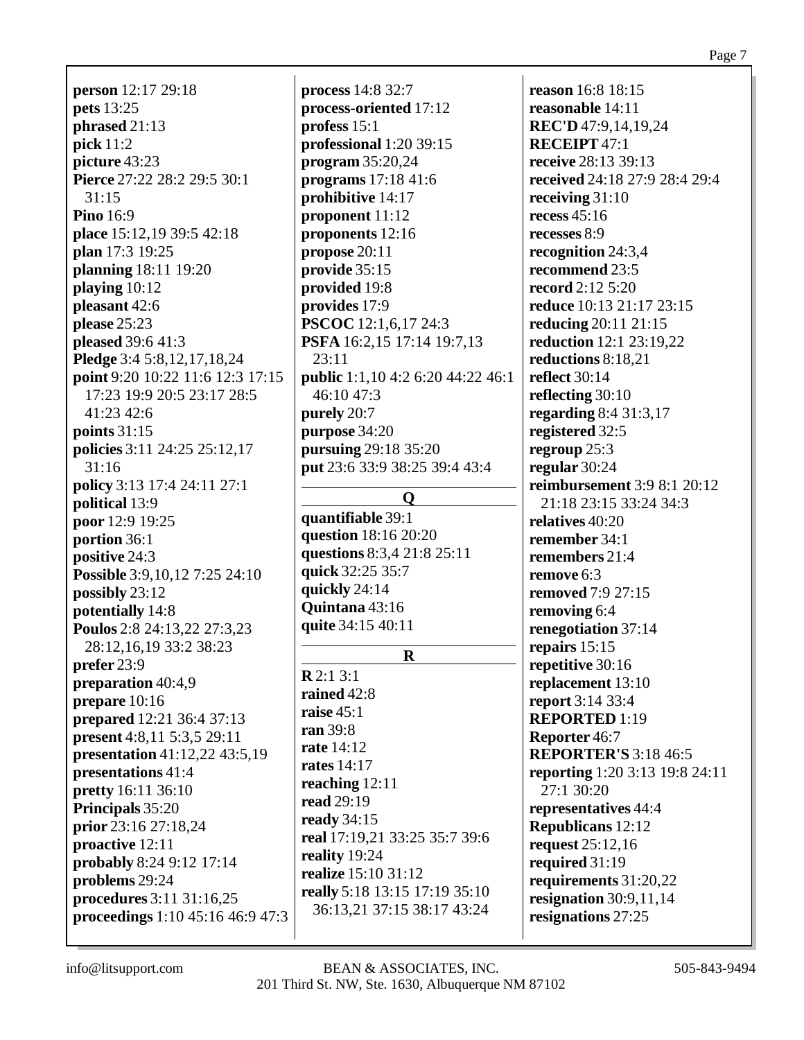**person** 12:17 29:18
**pets** 13:25
**phrased** 21:13
**pick** 11:2
**picture** 43:23
**Pierce** 27:22 28:2 29:5 30:1 31:15
**Pino** 16:9
**place** 15:12,19 39:5 42:18
**plan** 17:3 19:25
**planning** 18:11 19:20
**playing** 10:12
**pleasant** 42:6
**please** 25:23
**pleased** 39:6 41:3
**Pledge** 3:4 5:8,12,17,18,24
**point** 9:20 10:22 11:6 12:3 17:15 17:23 19:9 20:5 23:17 28:5 41:23 42:6
**points** 31:15
**policies** 3:11 24:25 25:12,17 31:16
**policy** 3:13 17:4 24:11 27:1
**political** 13:9
**poor** 12:9 19:25
**portion** 36:1
**positive** 24:3
**Possible** 3:9,10,12 7:25 24:10
**possibly** 23:12
**potentially** 14:8
**Poulos** 2:8 24:13,22 27:3,23 28:12,16,19 33:2 38:23
**prefer** 23:9
**preparation** 40:4,9
**prepare** 10:16
**prepared** 12:21 36:4 37:13
**present** 4:8,11 5:3,5 29:11
**presentation** 41:12,22 43:5,19
**presentations** 41:4
**pretty** 16:11 36:10
**Principals** 35:20
**prior** 23:16 27:18,24
**proactive** 12:11
**probably** 8:24 9:12 17:14
**problems** 29:24
**procedures** 3:11 31:16,25
**proceedings** 1:10 45:16 46:9 47:3
**process** 14:8 32:7
**process-oriented** 17:12
**profess** 15:1
**professional** 1:20 39:15
**program** 35:20,24
**programs** 17:18 41:6
**prohibitive** 14:17
**proponent** 11:12
**proponents** 12:16
**propose** 20:11
**provide** 35:15
**provided** 19:8
**provides** 17:9
**PSCOC** 12:1,6,17 24:3
**PSFA** 16:2,15 17:14 19:7,13 23:11
**public** 1:1,10 4:2 6:20 44:22 46:1 46:10 47:3
**purely** 20:7
**purpose** 34:20
**pursuing** 29:18 35:20
**put** 23:6 33:9 38:25 39:4 43:4

## Q

**quantifiable** 39:1
**question** 18:16 20:20
**questions** 8:3,4 21:8 25:11
**quick** 32:25 35:7
**quickly** 24:14
**Quintana** 43:16
**quite** 34:15 40:11

## R

**R** 2:1 3:1
**rained** 42:8
**raise** 45:1
**ran** 39:8
**rate** 14:12
**rates** 14:17
**reaching** 12:11
**read** 29:19
**ready** 34:15
**real** 17:19,21 33:25 35:7 39:6
**reality** 19:24
**realize** 15:10 31:12
**really** 5:18 13:15 17:19 35:10 36:13,21 37:15 38:17 43:24
**reason** 16:8 18:15
**reasonable** 14:11
**REC'D** 47:9,14,19,24
**RECEIPT** 47:1
**receive** 28:13 39:13
**received** 24:18 27:9 28:4 29:4
**receiving** 31:10
**recess** 45:16
**recesses** 8:9
**recognition** 24:3,4
**recommend** 23:5
**record** 2:12 5:20
**reduce** 10:13 21:17 23:15
**reducing** 20:11 21:15
**reduction** 12:1 23:19,22
**reductions** 8:18,21
**reflect** 30:14
**reflecting** 30:10
**regarding** 8:4 31:3,17
**registered** 32:5
**regroup** 25:3
**regular** 30:24
**reimbursement** 3:9 8:1 20:12 21:18 23:15 33:24 34:3
**relatives** 40:20
**remember** 34:1
**remembers** 21:4
**remove** 6:3
**removed** 7:9 27:15
**removing** 6:4
**renegotiation** 37:14
**repairs** 15:15
**repetitive** 30:16
**replacement** 13:10
**report** 3:14 33:4
**REPORTED** 1:19
**Reporter** 46:7
**REPORTER'S** 3:18 46:5
**reporting** 1:20 3:13 19:8 24:11 27:1 30:20
**representatives** 44:4
**Republicans** 12:12
**request** 25:12,16
**required** 31:19
**requirements** 31:20,22
**resignation** 30:9,11,14
**resignations** 27:25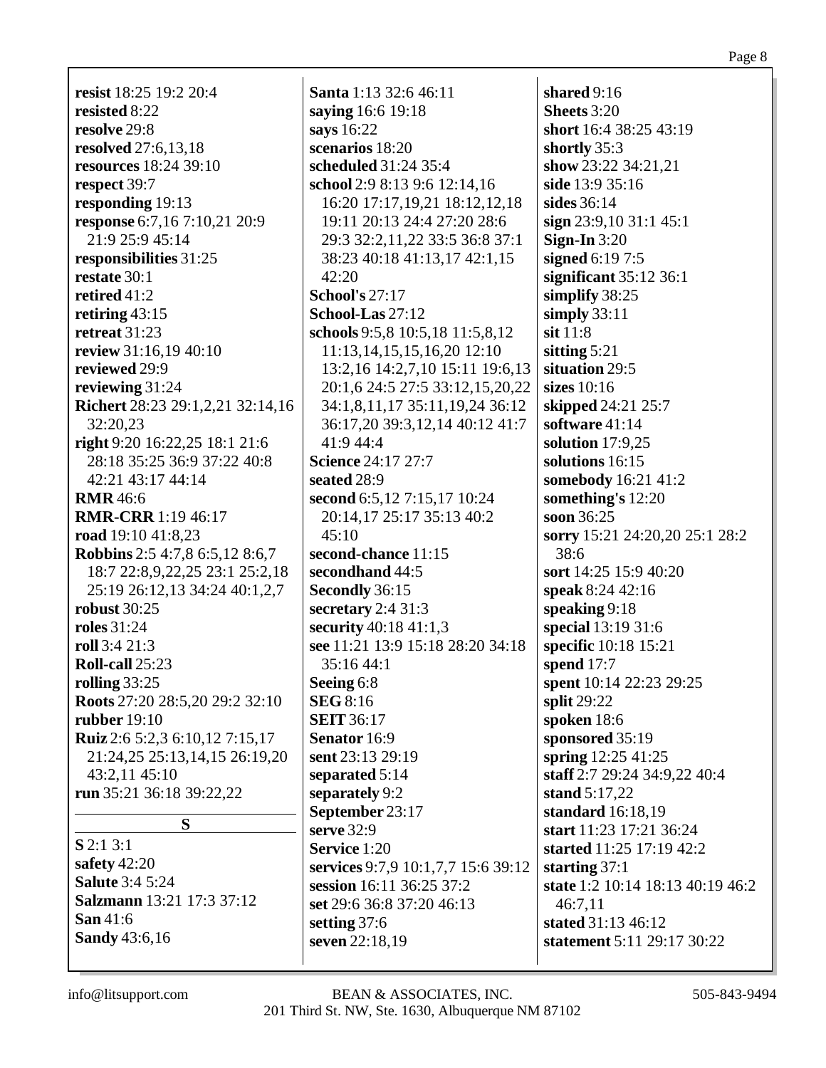**resist** 18:25 19:2 20:4
**resisted** 8:22
**resolve** 29:8
**resolved** 27:6,13,18
**resources** 18:24 39:10
**respect** 39:7
**responding** 19:13
**response** 6:7,16 7:10,21 20:9 21:9 25:9 45:14
**responsibilities** 31:25
**restate** 30:1
**retired** 41:2
**retiring** 43:15
**retreat** 31:23
**review** 31:16,19 40:10
**reviewed** 29:9
**reviewing** 31:24
**Richert** 28:23 29:1,2,21 32:14,16 32:20,23
**right** 9:20 16:22,25 18:1 21:6 28:18 35:25 36:9 37:22 40:8 42:21 43:17 44:14
**RMR** 46:6
**RMR-CRR** 1:19 46:17
**road** 19:10 41:8,23
**Robbins** 2:5 4:7,8 6:5,12 8:6,7 18:7 22:8,9,22,25 23:1 25:2,18 25:19 26:12,13 34:24 40:1,2,7
**robust** 30:25
**roles** 31:24
**roll** 3:4 21:3
**Roll-call** 25:23
**rolling** 33:25
**Roots** 27:20 28:5,20 29:2 32:10
**rubber** 19:10
**Ruiz** 2:6 5:2,3 6:10,12 7:15,17 21:24,25 25:13,14,15 26:19,20 43:2,11 45:10
**run** 35:21 36:18 39:22,22

## S

**S** 2:1 3:1
**safety** 42:20
**Salute** 3:4 5:24
**Salzmann** 13:21 17:3 37:12
**San** 41:6
**Sandy** 43:6,16
**Santa** 1:13 32:6 46:11
**saying** 16:6 19:18
**says** 16:22
**scenarios** 18:20
**scheduled** 31:24 35:4
**school** 2:9 8:13 9:6 12:14,16 16:20 17:17,19,21 18:12,12,18 19:11 20:13 24:4 27:20 28:6 29:3 32:2,11,22 33:5 36:8 37:1 38:23 40:18 41:13,17 42:1,15 42:20
**School's** 27:17
**School-Las** 27:12
**schools** 9:5,8 10:5,18 11:5,8,12 11:13,14,15,15,16,20 12:10 13:2,16 14:2,7,10 15:11 19:6,13 20:1,6 24:5 27:5 33:12,15,20,22 34:1,8,11,17 35:11,19,24 36:12 36:17,20 39:3,12,14 40:12 41:7 41:9 44:4
**Science** 24:17 27:7
**seated** 28:9
**second** 6:5,12 7:15,17 10:24 20:14,17 25:17 35:13 40:2 45:10
**second-chance** 11:15
**secondhand** 44:5
**Secondly** 36:15
**secretary** 2:4 31:3
**security** 40:18 41:1,3
**see** 11:21 13:9 15:18 28:20 34:18 35:16 44:1
**Seeing** 6:8
**SEG** 8:16
**SEIT** 36:17
**Senator** 16:9
**sent** 23:13 29:19
**separated** 5:14
**separately** 9:2
**September** 23:17
**serve** 32:9
**Service** 1:20
**services** 9:7,9 10:1,7,7 15:6 39:12
**session** 16:11 36:25 37:2
**set** 29:6 36:8 37:20 46:13
**setting** 37:6
**seven** 22:18,19
**shared** 9:16
**Sheets** 3:20
**short** 16:4 38:25 43:19
**shortly** 35:3
**show** 23:22 34:21,21
**side** 13:9 35:16
**sides** 36:14
**sign** 23:9,10 31:1 45:1
**Sign-In** 3:20
**signed** 6:19 7:5
**significant** 35:12 36:1
**simplify** 38:25
**simply** 33:11
**sit** 11:8
**sitting** 5:21
**situation** 29:5
**sizes** 10:16
**skipped** 24:21 25:7
**software** 41:14
**solution** 17:9,25
**solutions** 16:15
**somebody** 16:21 41:2
**something's** 12:20
**soon** 36:25
**sorry** 15:21 24:20,20 25:1 28:2 38:6
**sort** 14:25 15:9 40:20
**speak** 8:24 42:16
**speaking** 9:18
**special** 13:19 31:6
**specific** 10:18 15:21
**spend** 17:7
**spent** 10:14 22:23 29:25
**split** 29:22
**spoken** 18:6
**sponsored** 35:19
**spring** 12:25 41:25
**staff** 2:7 29:24 34:9,22 40:4
**stand** 5:17,22
**standard** 16:18,19
**start** 11:23 17:21 36:24
**started** 11:25 17:19 42:2
**starting** 37:1
**state** 1:2 10:14 18:13 40:19 46:2 46:7,11
**stated** 31:13 46:12
**statement** 5:11 29:17 30:22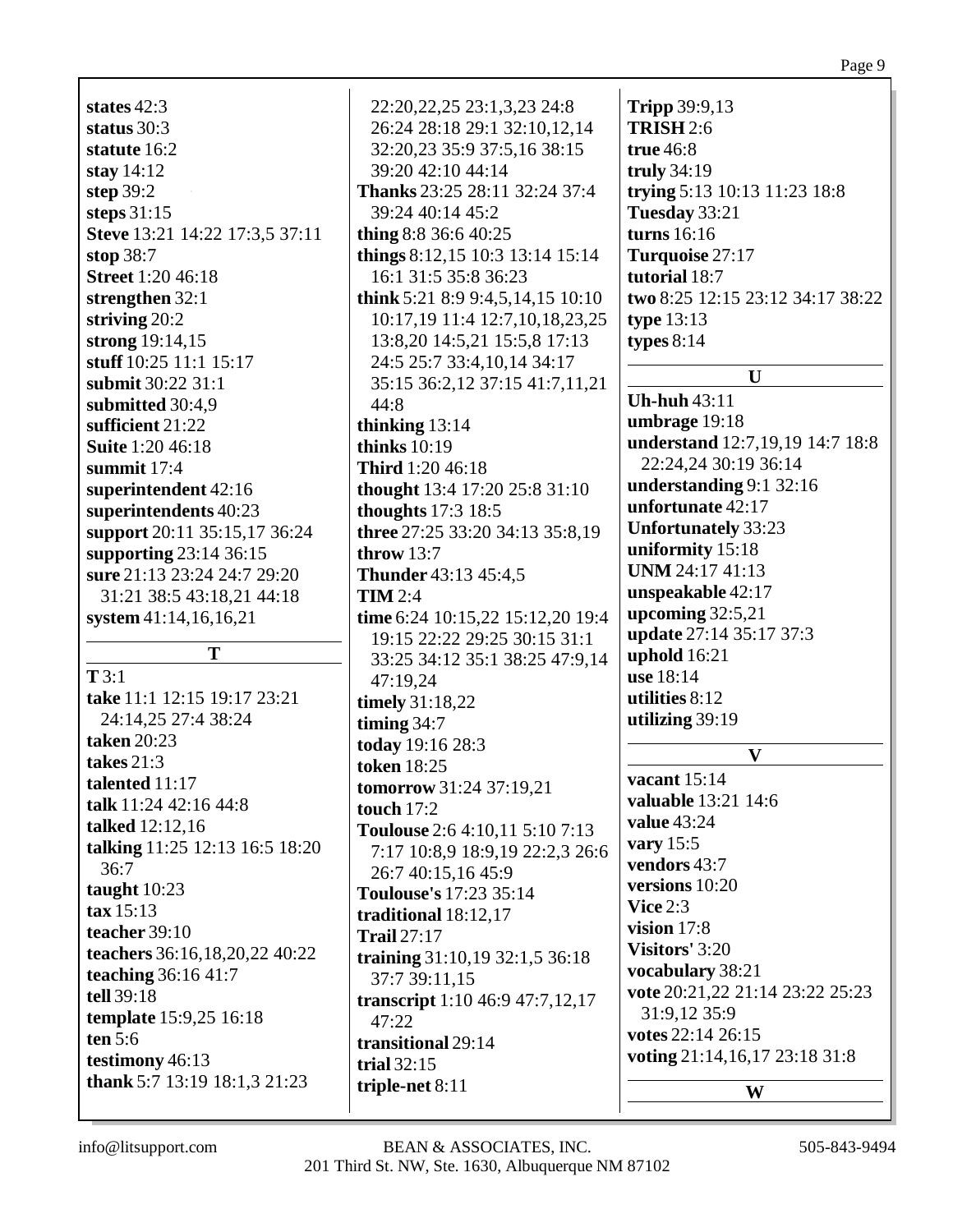**states** 42:3
**status** 30:3
**statute** 16:2
**stay** 14:12
**step** 39:2
**steps** 31:15
**Steve** 13:21 14:22 17:3,5 37:11
**stop** 38:7
**Street** 1:20 46:18
**strengthen** 32:1
**striving** 20:2
**strong** 19:14,15
**stuff** 10:25 11:1 15:17
**submit** 30:22 31:1
**submitted** 30:4,9
**sufficient** 21:22
**Suite** 1:20 46:18
**summit** 17:4
**superintendent** 42:16
**superintendents** 40:23
**support** 20:11 35:15,17 36:24
**supporting** 23:14 36:15
**sure** 21:13 23:24 24:7 29:20 31:21 38:5 43:18,21 44:18
**system** 41:14,16,16,21

## T

**T** 3:1
**take** 11:1 12:15 19:17 23:21 24:14,25 27:4 38:24
**taken** 20:23
**takes** 21:3
**talented** 11:17
**talk** 11:24 42:16 44:8
**talked** 12:12,16
**talking** 11:25 12:13 16:5 18:20 36:7
**taught** 10:23
**tax** 15:13
**teacher** 39:10
**teachers** 36:16,18,20,22 40:22
**teaching** 36:16 41:7
**tell** 39:18
**template** 15:9,25 16:18
**ten** 5:6
**testimony** 46:13
**thank** 5:7 13:19 18:1,3 21:23 22:20,22,25 23:1,3,23 24:8 26:24 28:18 29:1 32:10,12,14 32:20,23 35:9 37:5,16 38:15 39:20 42:10 44:14
**Thanks** 23:25 28:11 32:24 37:4 39:24 40:14 45:2
**thing** 8:8 36:6 40:25
**things** 8:12,15 10:3 13:14 15:14 16:1 31:5 35:8 36:23
**think** 5:21 8:9 9:4,5,14,15 10:10 10:17,19 11:4 12:7,10,18,23,25 13:8,20 14:5,21 15:5,8 17:13 24:5 25:7 33:4,10,14 34:17 35:15 36:2,12 37:15 41:7,11,21 44:8
**thinking** 13:14
**thinks** 10:19
**Third** 1:20 46:18
**thought** 13:4 17:20 25:8 31:10
**thoughts** 17:3 18:5
**three** 27:25 33:20 34:13 35:8,19
**throw** 13:7
**Thunder** 43:13 45:4,5
**TIM** 2:4
**time** 6:24 10:15,22 15:12,20 19:4 19:15 22:22 29:25 30:15 31:1 33:25 34:12 35:1 38:25 47:9,14 47:19,24
**timely** 31:18,22
**timing** 34:7
**today** 19:16 28:3
**token** 18:25
**tomorrow** 31:24 37:19,21
**touch** 17:2
**Toulouse** 2:6 4:10,11 5:10 7:13 7:17 10:8,9 18:9,19 22:2,3 26:6 26:7 40:15,16 45:9
**Toulouse's** 17:23 35:14
**traditional** 18:12,17
**Trail** 27:17
**training** 31:10,19 32:1,5 36:18 37:7 39:11,15
**transcript** 1:10 46:9 47:7,12,17 47:22
**transitional** 29:14
**trial** 32:15
**triple-net** 8:11
**Tripp** 39:9,13
**TRISH** 2:6
**true** 46:8
**truly** 34:19
**trying** 5:13 10:13 11:23 18:8
**Tuesday** 33:21
**turns** 16:16
**Turquoise** 27:17
**tutorial** 18:7
**two** 8:25 12:15 23:12 34:17 38:22
**type** 13:13
**types** 8:14

## U

**Uh-huh** 43:11
**umbrage** 19:18
**understand** 12:7,19,19 14:7 18:8 22:24,24 30:19 36:14
**understanding** 9:1 32:16
**unfortunate** 42:17
**Unfortunately** 33:23
**uniformity** 15:18
**UNM** 24:17 41:13
**unspeakable** 42:17
**upcoming** 32:5,21
**update** 27:14 35:17 37:3
**uphold** 16:21
**use** 18:14
**utilities** 8:12
**utilizing** 39:19

## V

**vacant** 15:14
**valuable** 13:21 14:6
**value** 43:24
**vary** 15:5
**vendors** 43:7
**versions** 10:20
**Vice** 2:3
**vision** 17:8
**Visitors'** 3:20
**vocabulary** 38:21
**vote** 20:21,22 21:14 23:22 25:23 31:9,12 35:9
**votes** 22:14 26:15
**voting** 21:14,16,17 23:18 31:8

## W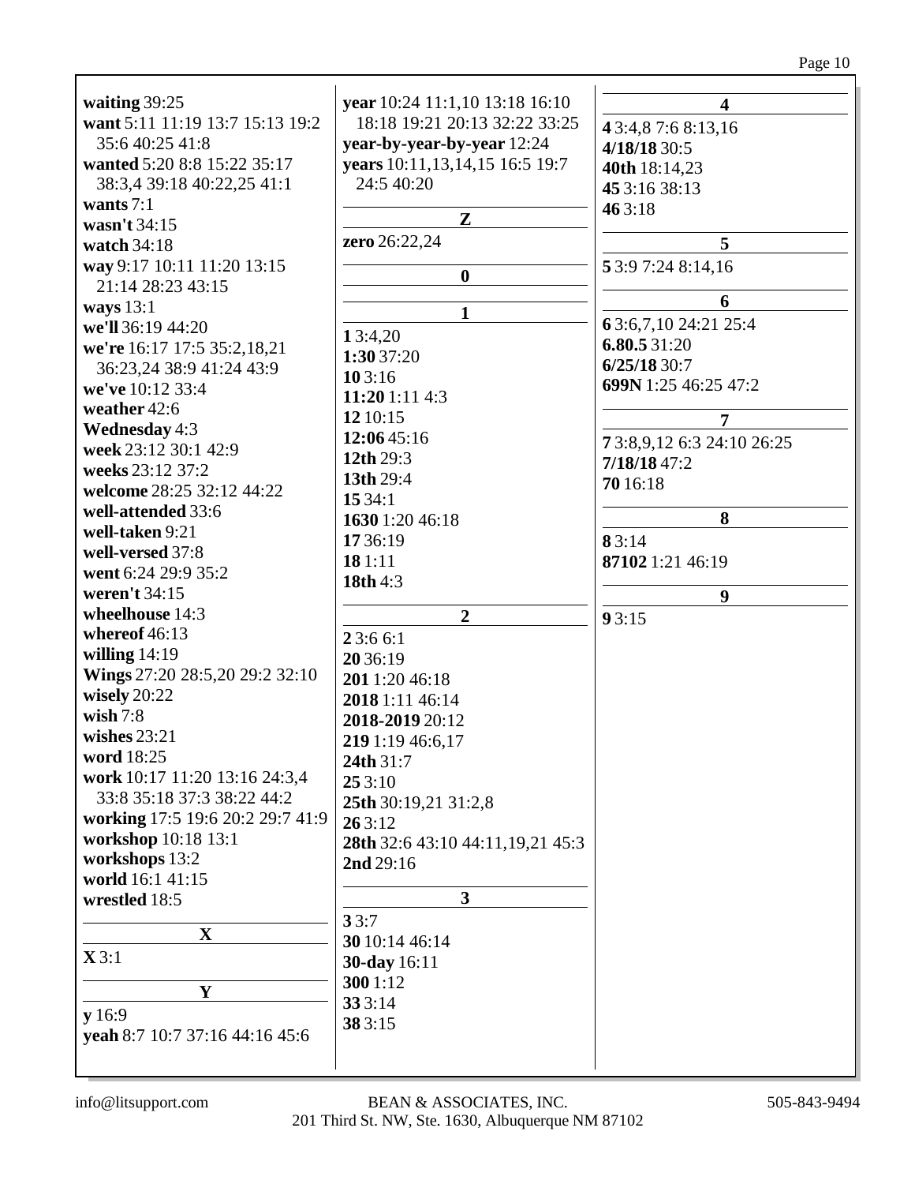**waiting** 39:25
**want** 5:11 11:19 13:7 15:13 19:2 35:6 40:25 41:8
**wanted** 5:20 8:8 15:22 35:17 38:3,4 39:18 40:22,25 41:1
**wants** 7:1
**wasn't** 34:15
**watch** 34:18
**way** 9:17 10:11 11:20 13:15 21:14 28:23 43:15
**ways** 13:1
**we'll** 36:19 44:20
**we're** 16:17 17:5 35:2,18,21 36:23,24 38:9 41:24 43:9
**we've** 10:12 33:4
**weather** 42:6
**Wednesday** 4:3
**week** 23:12 30:1 42:9
**weeks** 23:12 37:2
**welcome** 28:25 32:12 44:22
**well-attended** 33:6
**well-taken** 9:21
**well-versed** 37:8
**went** 6:24 29:9 35:2
**weren't** 34:15
**wheelhouse** 14:3
**whereof** 46:13
**willing** 14:19
**Wings** 27:20 28:5,20 29:2 32:10
**wisely** 20:22
**wish** 7:8
**wishes** 23:21
**word** 18:25
**work** 10:17 11:20 13:16 24:3,4 33:8 35:18 37:3 38:22 44:2
**working** 17:5 19:6 20:2 29:7 41:9
**workshop** 10:18 13:1
**workshops** 13:2
**world** 16:1 41:15
**wrestled** 18:5

**X**

**X** 3:1

**Y**

**y** 16:9
**yeah** 8:7 10:7 37:16 44:16 45:6
**year** 10:24 11:1,10 13:18 16:10 18:18 19:21 20:13 32:22 33:25
**year-by-year-by-year** 12:24
**years** 10:11,13,14,15 16:5 19:7 24:5 40:20

**Z**

**zero** 26:22,24

**0**

**1**

**1** 3:4,20
**1:30** 37:20
**10** 3:16
**11:20** 1:11 4:3
**12** 10:15
**12:06** 45:16
**12th** 29:3
**13th** 29:4
**15** 34:1
**1630** 1:20 46:18
**17** 36:19
**18** 1:11
**18th** 4:3

**2**

**2** 3:6 6:1
**20** 36:19
**201** 1:20 46:18
**2018** 1:11 46:14
**2018-2019** 20:12
**219** 1:19 46:6,17
**24th** 31:7
**25** 3:10
**25th** 30:19,21 31:2,8
**26** 3:12
**28th** 32:6 43:10 44:11,19,21 45:3
**2nd** 29:16

**3**

**3** 3:7
**30** 10:14 46:14
**30-day** 16:11
**300** 1:12
**33** 3:14
**38** 3:15

**4**

**4** 3:4,8 7:6 8:13,16
**4/18/18** 30:5
**40th** 18:14,23
**45** 3:16 38:13
**46** 3:18

**5**

**5** 3:9 7:24 8:14,16

**6**

**6** 3:6,7,10 24:21 25:4
**6.80.5** 31:20
**6/25/18** 30:7
**699N** 1:25 46:25 47:2

**7**

**7** 3:8,9,12 6:3 24:10 26:25
**7/18/18** 47:2
**70** 16:18

**8**

**8** 3:14
**87102** 1:21 46:19

**9**

**9** 3:15